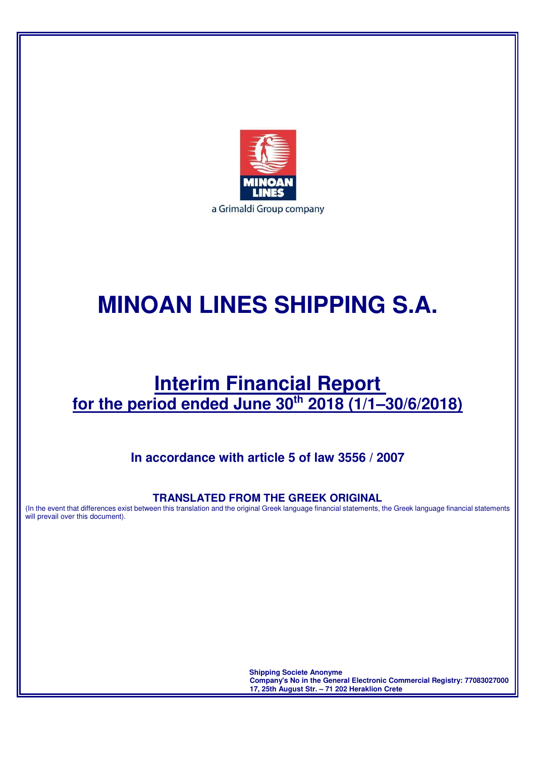a Grimaldi Group company

# MINOAN LINES SHIPPING S.A.

## Interim Financial Report
## for the period ended June 30th 2018 (1/1–30/6/2018)

### In accordance with article 5 of law 3556 / 2007

**TRANSLATED FROM THE GREEK ORIGINAL**

(In the event that differences exist between this translation and the original Greek language financial statements, the Greek language financial statements will prevail over this document).

**Shipping Societe Anonyme**
**Company's No in the General Electronic Commercial Registry: 77083027000**
**17, 25th August Str. – 71 202 Heraklion Crete**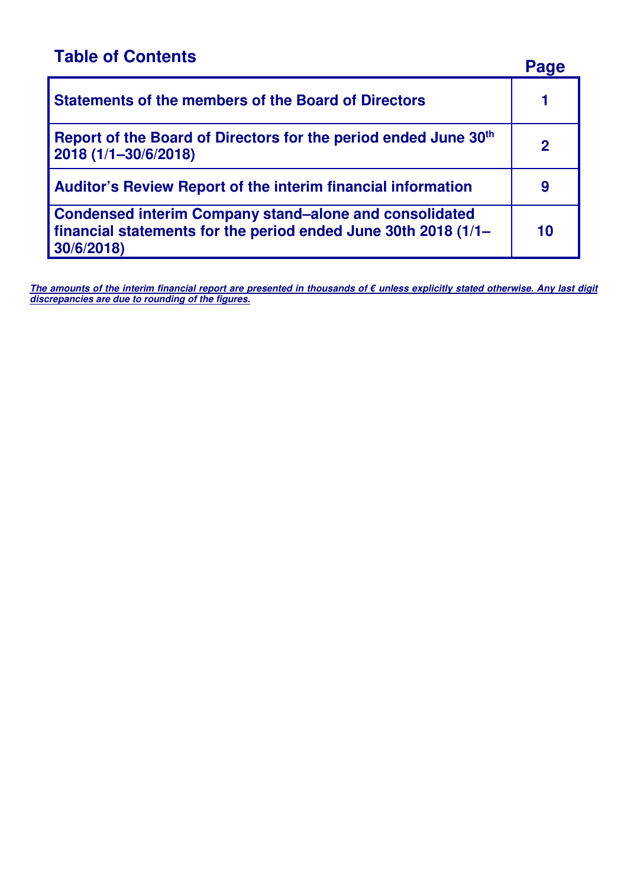## Table of Contents

| | Page |
|---|---|
| **Statements of the members of the Board of Directors** | **1** |
| **Report of the Board of Directors for the period ended June 30th 2018 (1/1–30/6/2018)** | **2** |
| **Auditor's Review Report of the interim financial information** | **9** |
| **Condensed interim Company stand–alone and consolidated financial statements for the period ended June 30th 2018 (1/1–30/6/2018)** | **10** |

***The amounts of the interim financial report are presented in thousands of € unless explicitly stated otherwise. Any last digit discrepancies are due to rounding of the figures.***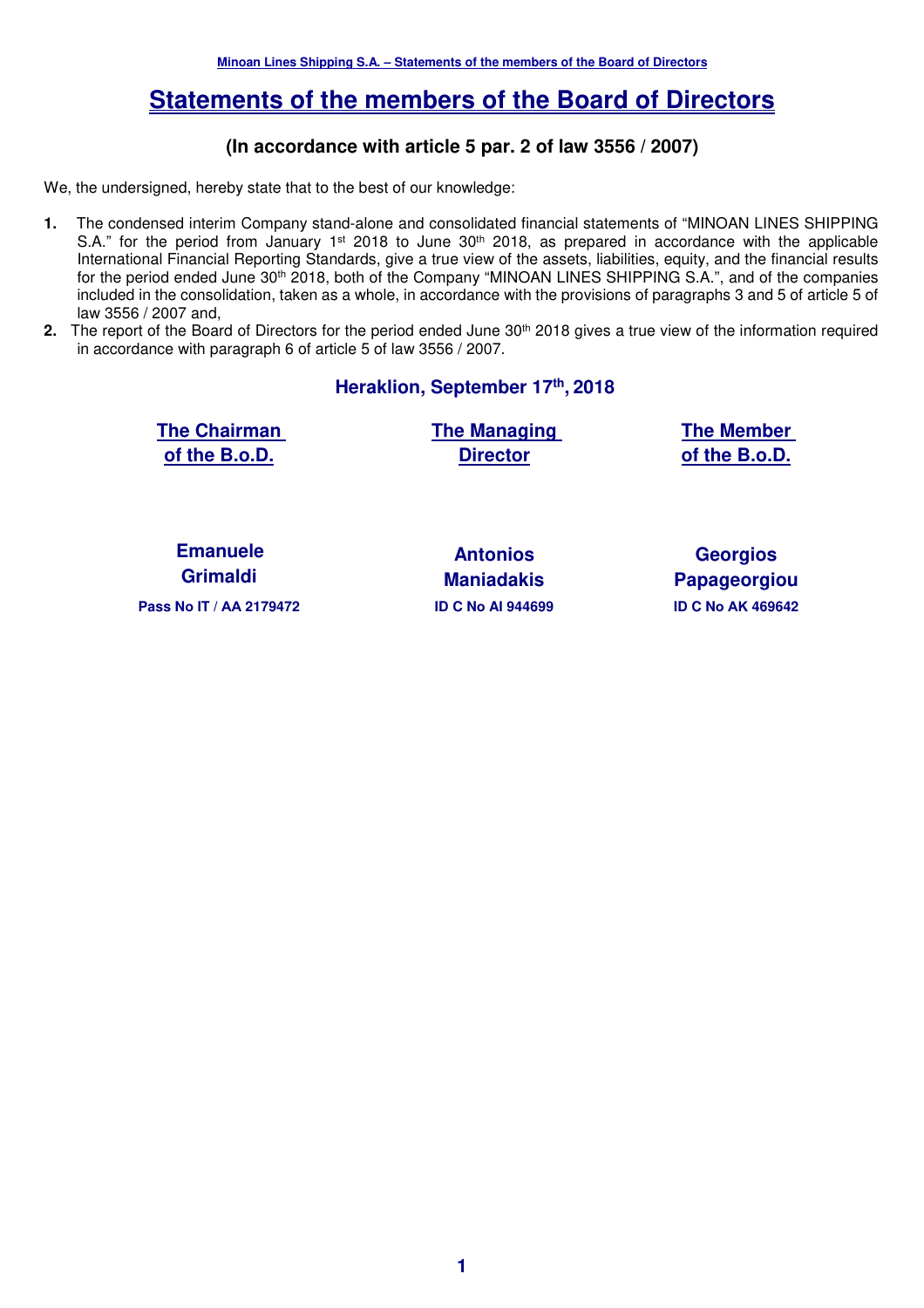# Statements of the members of the Board of Directors

### (In accordance with article 5 par. 2 of law 3556 / 2007)

We, the undersigned, hereby state that to the best of our knowledge:

1. The condensed interim Company stand-alone and consolidated financial statements of "MINOAN LINES SHIPPING S.A." for the period from January 1st 2018 to June 30th 2018, as prepared in accordance with the applicable International Financial Reporting Standards, give a true view of the assets, liabilities, equity, and the financial results for the period ended June 30th 2018, both of the Company "MINOAN LINES SHIPPING S.A.", and of the companies included in the consolidation, taken as a whole, in accordance with the provisions of paragraphs 3 and 5 of article 5 of law 3556 / 2007 and,
2. The report of the Board of Directors for the period ended June 30th 2018 gives a true view of the information required in accordance with paragraph 6 of article 5 of law 3556 / 2007.

**Heraklion, September 17th, 2018**

| The Chairman of the B.o.D. | The Managing Director | The Member of the B.o.D. |
|---|---|---|
| **Emanuele Grimaldi** | **Antonios Maniadakis** | **Georgios Papageorgiou** |
| Pass No IT / AA 2179472 | ID C No AI 944699 | ID C No AK 469642 |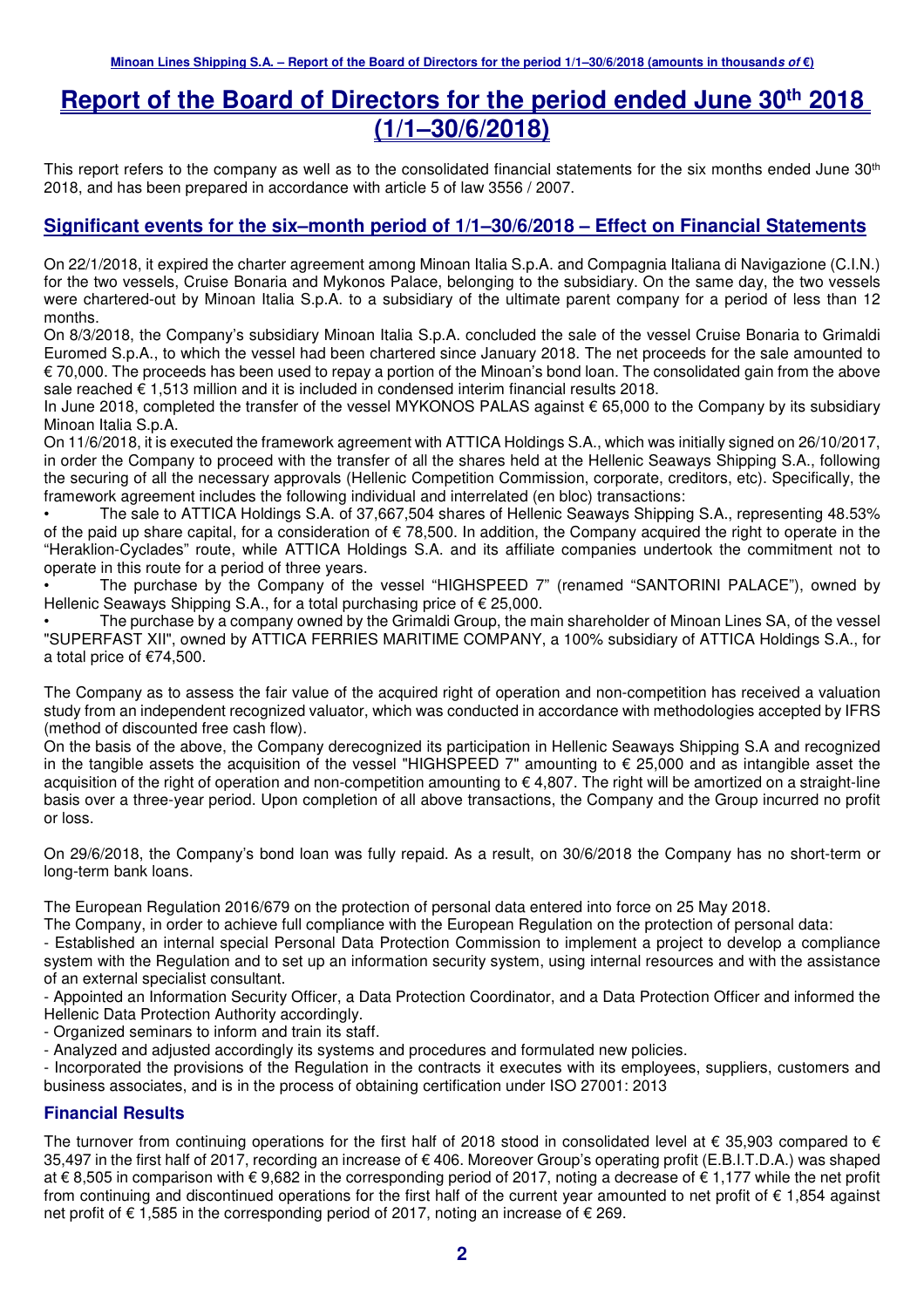# Report of the Board of Directors for the period ended June 30th 2018 (1/1–30/6/2018)

This report refers to the company as well as to the consolidated financial statements for the six months ended June 30th 2018, and has been prepared in accordance with article 5 of law 3556 / 2007.

## Significant events for the six–month period of 1/1–30/6/2018 – Effect on Financial Statements

On 22/1/2018, it expired the charter agreement among Minoan Italia S.p.A. and Compagnia Italiana di Navigazione (C.I.N.) for the two vessels, Cruise Bonaria and Mykonos Palace, belonging to the subsidiary. On the same day, the two vessels were chartered-out by Minoan Italia S.p.A. to a subsidiary of the ultimate parent company for a period of less than 12 months.

On 8/3/2018, the Company's subsidiary Minoan Italia S.p.A. concluded the sale of the vessel Cruise Bonaria to Grimaldi Euromed S.p.A., to which the vessel had been chartered since January 2018. The net proceeds for the sale amounted to € 70,000. The proceeds has been used to repay a portion of the Minoan's bond loan. The consolidated gain from the above sale reached € 1,513 million and it is included in condensed interim financial results 2018.

In June 2018, completed the transfer of the vessel MYKONOS PALAS against € 65,000 to the Company by its subsidiary Minoan Italia S.p.A.

On 11/6/2018, it is executed the framework agreement with ATTICA Holdings S.A., which was initially signed on 26/10/2017, in order the Company to proceed with the transfer of all the shares held at the Hellenic Seaways Shipping S.A., following the securing of all the necessary approvals (Hellenic Competition Commission, corporate, creditors, etc). Specifically, the framework agreement includes the following individual and interrelated (en bloc) transactions:

- The sale to ATTICA Holdings S.A. of 37,667,504 shares of Hellenic Seaways Shipping S.A., representing 48.53% of the paid up share capital, for a consideration of € 78,500. In addition, the Company acquired the right to operate in the "Heraklion-Cyclades" route, while ATTICA Holdings S.A. and its affiliate companies undertook the commitment not to operate in this route for a period of three years.
- The purchase by the Company of the vessel "HIGHSPEED 7" (renamed "SANTORINI PALACE"), owned by Hellenic Seaways Shipping S.A., for a total purchasing price of € 25,000.
- The purchase by a company owned by the Grimaldi Group, the main shareholder of Minoan Lines SA, of the vessel "SUPERFAST XII", owned by ATTICA FERRIES MARITIME COMPANY, a 100% subsidiary of ATTICA Holdings S.A., for a total price of €74,500.

The Company as to assess the fair value of the acquired right of operation and non-competition has received a valuation study from an independent recognized valuator, which was conducted in accordance with methodologies accepted by IFRS (method of discounted free cash flow).

On the basis of the above, the Company derecognized its participation in Hellenic Seaways Shipping S.A and recognized in the tangible assets the acquisition of the vessel "HIGHSPEED 7" amounting to € 25,000 and as intangible asset the acquisition of the right of operation and non-competition amounting to € 4,807. The right will be amortized on a straight-line basis over a three-year period. Upon completion of all above transactions, the Company and the Group incurred no profit or loss.

On 29/6/2018, the Company's bond loan was fully repaid. As a result, on 30/6/2018 the Company has no short-term or long-term bank loans.

The European Regulation 2016/679 on the protection of personal data entered into force on 25 May 2018.

The Company, in order to achieve full compliance with the European Regulation on the protection of personal data:

- Established an internal special Personal Data Protection Commission to implement a project to develop a compliance system with the Regulation and to set up an information security system, using internal resources and with the assistance of an external specialist consultant.
- Appointed an Information Security Officer, a Data Protection Coordinator, and a Data Protection Officer and informed the Hellenic Data Protection Authority accordingly.
- Organized seminars to inform and train its staff.
- Analyzed and adjusted accordingly its systems and procedures and formulated new policies.
- Incorporated the provisions of the Regulation in the contracts it executes with its employees, suppliers, customers and business associates, and is in the process of obtaining certification under ISO 27001: 2013

### Financial Results

The turnover from continuing operations for the first half of 2018 stood in consolidated level at € 35,903 compared to € 35,497 in the first half of 2017, recording an increase of € 406. Moreover Group's operating profit (E.B.I.T.D.A.) was shaped at € 8,505 in comparison with € 9,682 in the corresponding period of 2017, noting a decrease of € 1,177 while the net profit from continuing and discontinued operations for the first half of the current year amounted to net profit of € 1,854 against net profit of € 1,585 in the corresponding period of 2017, noting an increase of € 269.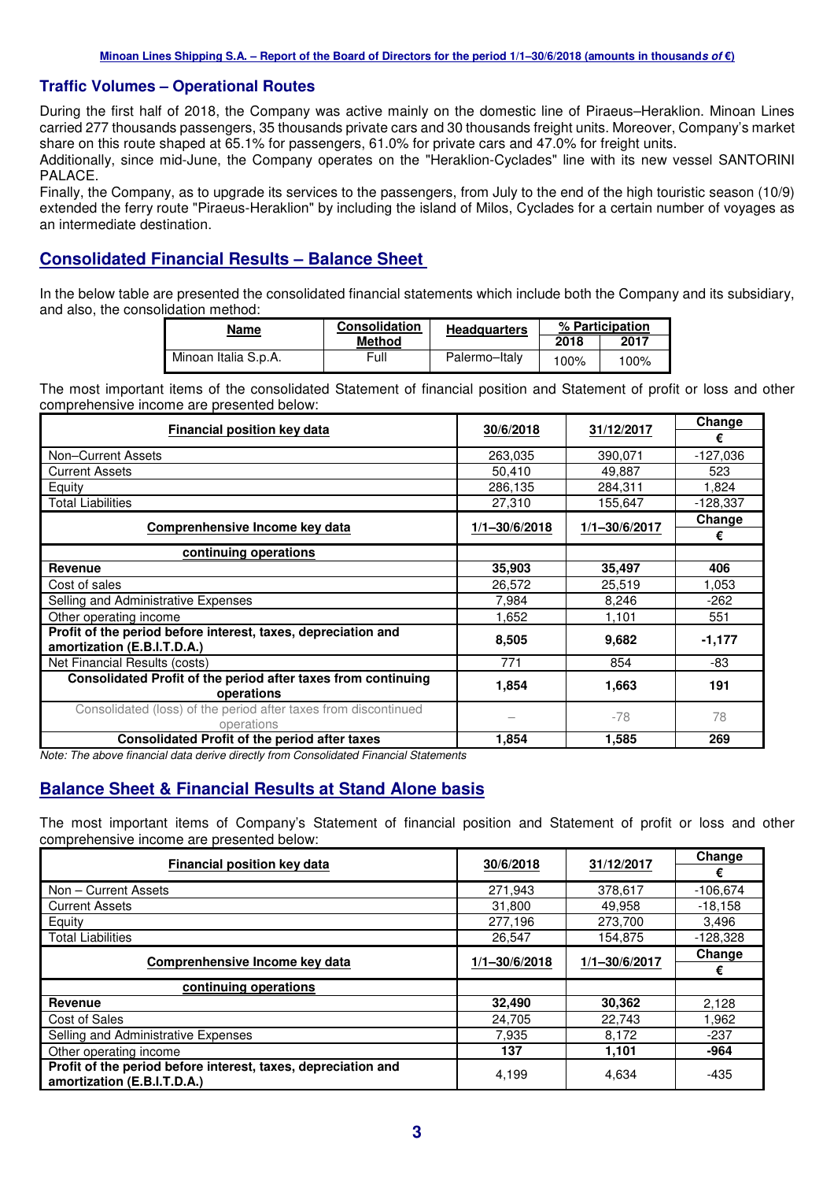## Traffic Volumes – Operational Routes

During the first half of 2018, the Company was active mainly on the domestic line of Piraeus–Heraklion. Minoan Lines carried 277 thousands passengers, 35 thousands private cars and 30 thousands freight units. Moreover, Company's market share on this route shaped at 65.1% for passengers, 61.0% for private cars and 47.0% for freight units.

Additionally, since mid-June, the Company operates on the "Heraklion-Cyclades" line with its new vessel SANTORINI PALACE.

Finally, the Company, as to upgrade its services to the passengers, from July to the end of the high touristic season (10/9) extended the ferry route "Piraeus-Heraklion" by including the island of Milos, Cyclades for a certain number of voyages as an intermediate destination.

## Consolidated Financial Results – Balance Sheet

In the below table are presented the consolidated financial statements which include both the Company and its subsidiary, and also, the consolidation method:

| Name | Consolidation Method | Headquarters | % Participation | |
|---|---|---|---|---|
| | | | 2018 | 2017 |
| Minoan Italia S.p.A. | Full | Palermo–Italy | 100% | 100% |

The most important items of the consolidated Statement of financial position and Statement of profit or loss and other comprehensive income are presented below:

| Financial position key data | 30/6/2018 | 31/12/2017 | Change € |
|---|---|---|---|
| Non–Current Assets | 263,035 | 390,071 | -127,036 |
| Current Assets | 50,410 | 49,887 | 523 |
| Equity | 286,135 | 284,311 | 1,824 |
| Total Liabilities | 27,310 | 155,647 | -128,337 |
| **Comprenhensive Income key data** | **1/1–30/6/2018** | **1/1–30/6/2017** | **Change €** |
| **continuing operations** | | | |
| **Revenue** | **35,903** | **35,497** | **406** |
| Cost of sales | 26,572 | 25,519 | 1,053 |
| Selling and Administrative Expenses | 7,984 | 8,246 | -262 |
| Other operating income | 1,652 | 1,101 | 551 |
| **Profit of the period before interest, taxes, depreciation and amortization (E.B.I.T.D.A.)** | **8,505** | **9,682** | **-1,177** |
| Net Financial Results (costs) | 771 | 854 | -83 |
| **Consolidated Profit of the period after taxes from continuing operations** | **1,854** | **1,663** | **191** |
| Consolidated (loss) of the period after taxes from discontinued operations | – | -78 | 78 |
| **Consolidated Profit of the period after taxes** | **1,854** | **1,585** | **269** |

*Note: The above financial data derive directly from Consolidated Financial Statements*

## Balance Sheet & Financial Results at Stand Alone basis

The most important items of Company's Statement of financial position and Statement of profit or loss and other comprehensive income are presented below:

| Financial position key data | 30/6/2018 | 31/12/2017 | Change € |
|---|---|---|---|
| Non – Current Assets | 271,943 | 378,617 | -106,674 |
| Current Assets | 31,800 | 49,958 | -18,158 |
| Equity | 277,196 | 273,700 | 3,496 |
| Total Liabilities | 26,547 | 154,875 | -128,328 |
| **Comprenhensive Income key data** | **1/1–30/6/2018** | **1/1–30/6/2017** | **Change €** |
| **continuing operations** | | | |
| **Revenue** | **32,490** | **30,362** | 2,128 |
| Cost of Sales | 24,705 | 22,743 | 1,962 |
| Selling and Administrative Expenses | 7,935 | 8,172 | -237 |
| Other operating income | **137** | **1,101** | **-964** |
| **Profit of the period before interest, taxes, depreciation and amortization (E.B.I.T.D.A.)** | 4,199 | 4,634 | -435 |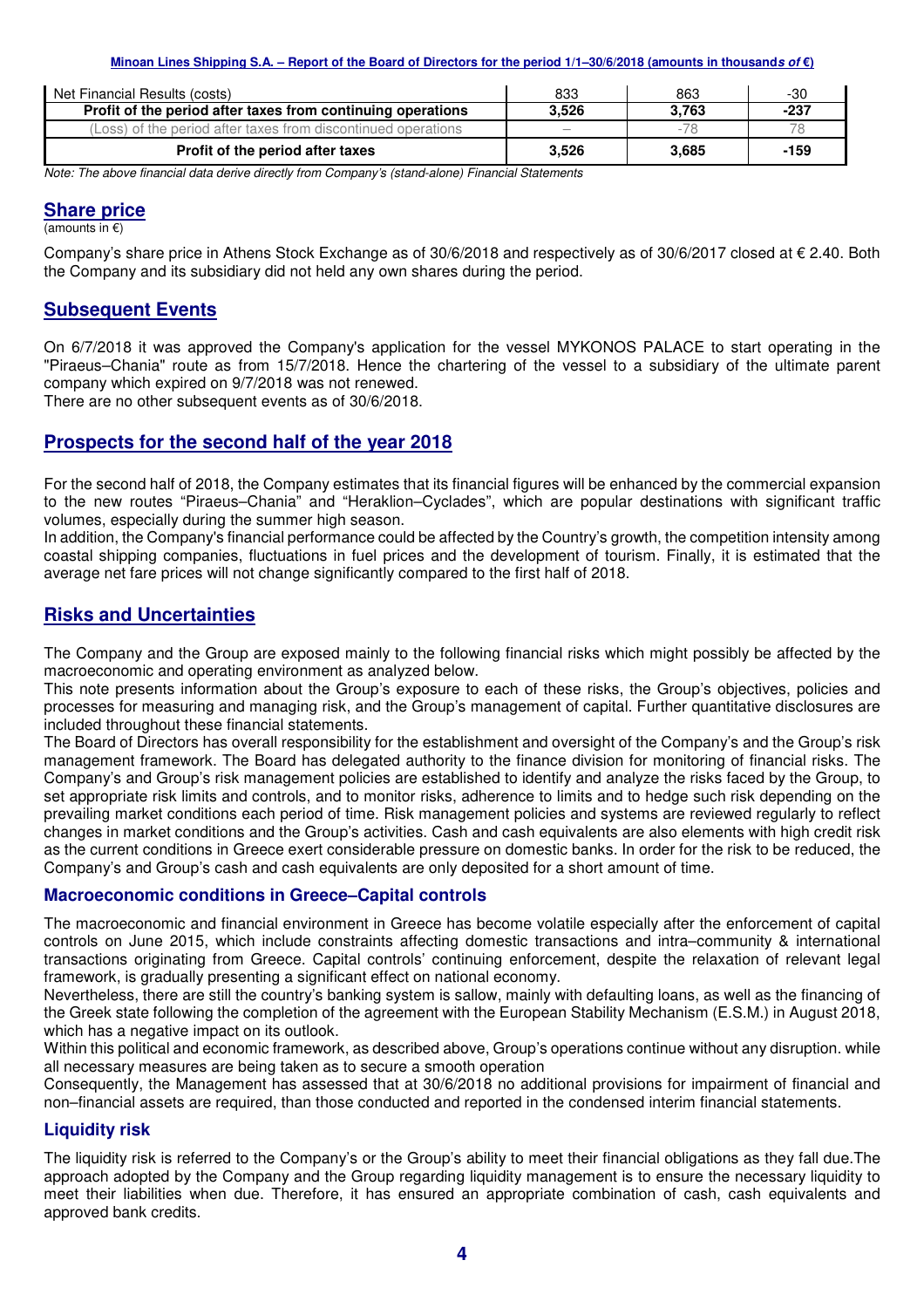| | | | |
|---|---|---|---|
| Net Financial Results (costs) | 833 | 863 | -30 |
| **Profit of the period after taxes from continuing operations** | **3,526** | **3,763** | **-237** |
| (Loss) of the period after taxes from discontinued operations | – | -78 | 78 |
| **Profit of the period after taxes** | **3,526** | **3,685** | **-159** |

*Note: The above financial data derive directly from Company's (stand-alone) Financial Statements*

## Share price

(amounts in €)

Company's share price in Athens Stock Exchange as of 30/6/2018 and respectively as of 30/6/2017 closed at € 2.40. Both the Company and its subsidiary did not held any own shares during the period.

## Subsequent Events

On 6/7/2018 it was approved the Company's application for the vessel MYKONOS PALACE to start operating in the "Piraeus–Chania" route as from 15/7/2018. Hence the chartering of the vessel to a subsidiary of the ultimate parent company which expired on 9/7/2018 was not renewed.
There are no other subsequent events as of 30/6/2018.

## Prospects for the second half of the year 2018

For the second half of 2018, the Company estimates that its financial figures will be enhanced by the commercial expansion to the new routes "Piraeus–Chania" and "Heraklion–Cyclades", which are popular destinations with significant traffic volumes, especially during the summer high season.
In addition, the Company's financial performance could be affected by the Country's growth, the competition intensity among coastal shipping companies, fluctuations in fuel prices and the development of tourism. Finally, it is estimated that the average net fare prices will not change significantly compared to the first half of 2018.

## Risks and Uncertainties

The Company and the Group are exposed mainly to the following financial risks which might possibly be affected by the macroeconomic and operating environment as analyzed below.
This note presents information about the Group's exposure to each of these risks, the Group's objectives, policies and processes for measuring and managing risk, and the Group's management of capital. Further quantitative disclosures are included throughout these financial statements.
The Board of Directors has overall responsibility for the establishment and oversight of the Company's and the Group's risk management framework. The Board has delegated authority to the finance division for monitoring of financial risks. The Company's and Group's risk management policies are established to identify and analyze the risks faced by the Group, to set appropriate risk limits and controls, and to monitor risks, adherence to limits and to hedge such risk depending on the prevailing market conditions each period of time. Risk management policies and systems are reviewed regularly to reflect changes in market conditions and the Group's activities. Cash and cash equivalents are also elements with high credit risk as the current conditions in Greece exert considerable pressure on domestic banks. In order for the risk to be reduced, the Company's and Group's cash and cash equivalents are only deposited for a short amount of time.

### Macroeconomic conditions in Greece–Capital controls

The macroeconomic and financial environment in Greece has become volatile especially after the enforcement of capital controls on June 2015, which include constraints affecting domestic transactions and intra–community & international transactions originating from Greece. Capital controls' continuing enforcement, despite the relaxation of relevant legal framework, is gradually presenting a significant effect on national economy.
Nevertheless, there are still the country's banking system is sallow, mainly with defaulting loans, as well as the financing of the Greek state following the completion of the agreement with the European Stability Mechanism (E.S.M.) in August 2018, which has a negative impact on its outlook.
Within this political and economic framework, as described above, Group's operations continue without any disruption. while all necessary measures are being taken as to secure a smooth operation
Consequently, the Management has assessed that at 30/6/2018 no additional provisions for impairment of financial and non–financial assets are required, than those conducted and reported in the condensed interim financial statements.

### Liquidity risk

The liquidity risk is referred to the Company's or the Group's ability to meet their financial obligations as they fall due.The approach adopted by the Company and the Group regarding liquidity management is to ensure the necessary liquidity to meet their liabilities when due. Therefore, it has ensured an appropriate combination of cash, cash equivalents and approved bank credits.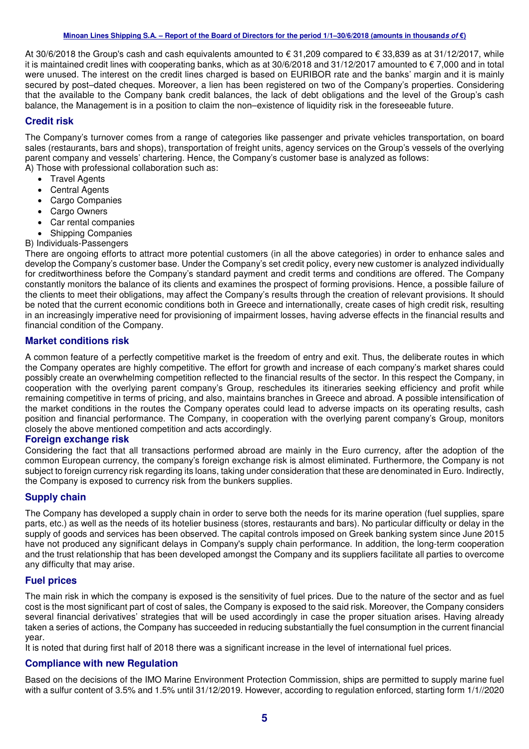At 30/6/2018 the Group's cash and cash equivalents amounted to € 31,209 compared to € 33,839 as at 31/12/2017, while it is maintained credit lines with cooperating banks, which as at 30/6/2018 and 31/12/2017 amounted to € 7,000 and in total were unused. The interest on the credit lines charged is based on EURIBOR rate and the banks' margin and it is mainly secured by post–dated cheques. Moreover, a lien has been registered on two of the Company's properties. Considering that the available to the Company bank credit balances, the lack of debt obligations and the level of the Group's cash balance, the Management is in a position to claim the non–existence of liquidity risk in the foreseeable future.

## Credit risk

The Company's turnover comes from a range of categories like passenger and private vehicles transportation, on board sales (restaurants, bars and shops), transportation of freight units, agency services on the Group's vessels of the overlying parent company and vessels' chartering. Hence, the Company's customer base is analyzed as follows:

A) Those with professional collaboration such as:

- Travel Agents
- Central Agents
- Cargo Companies
- Cargo Owners
- Car rental companies
- Shipping Companies

B) Individuals-Passengers

There are ongoing efforts to attract more potential customers (in all the above categories) in order to enhance sales and develop the Company's customer base. Under the Company's set credit policy, every new customer is analyzed individually for creditworthiness before the Company's standard payment and credit terms and conditions are offered. The Company constantly monitors the balance of its clients and examines the prospect of forming provisions. Hence, a possible failure of the clients to meet their obligations, may affect the Company's results through the creation of relevant provisions. It should be noted that the current economic conditions both in Greece and internationally, create cases of high credit risk, resulting in an increasingly imperative need for provisioning of impairment losses, having adverse effects in the financial results and financial condition of the Company.

## Market conditions risk

A common feature of a perfectly competitive market is the freedom of entry and exit. Thus, the deliberate routes in which the Company operates are highly competitive. The effort for growth and increase of each company's market shares could possibly create an overwhelming competition reflected to the financial results of the sector. In this respect the Company, in cooperation with the overlying parent company's Group, reschedules its itineraries seeking efficiency and profit while remaining competitive in terms of pricing, and also, maintains branches in Greece and abroad. A possible intensification of the market conditions in the routes the Company operates could lead to adverse impacts on its operating results, cash position and financial performance. The Company, in cooperation with the overlying parent company's Group, monitors closely the above mentioned competition and acts accordingly.

## Foreign exchange risk

Considering the fact that all transactions performed abroad are mainly in the Euro currency, after the adoption of the common European currency, the company's foreign exchange risk is almost eliminated. Furthermore, the Company is not subject to foreign currency risk regarding its loans, taking under consideration that these are denominated in Euro. Indirectly, the Company is exposed to currency risk from the bunkers supplies.

## Supply chain

The Company has developed a supply chain in order to serve both the needs for its marine operation (fuel supplies, spare parts, etc.) as well as the needs of its hotelier business (stores, restaurants and bars). No particular difficulty or delay in the supply of goods and services has been observed. The capital controls imposed on Greek banking system since June 2015 have not produced any significant delays in Company's supply chain performance. In addition, the long-term cooperation and the trust relationship that has been developed amongst the Company and its suppliers facilitate all parties to overcome any difficulty that may arise.

## Fuel prices

The main risk in which the company is exposed is the sensitivity of fuel prices. Due to the nature of the sector and as fuel cost is the most significant part of cost of sales, the Company is exposed to the said risk. Moreover, the Company considers several financial derivatives' strategies that will be used accordingly in case the proper situation arises. Having already taken a series of actions, the Company has succeeded in reducing substantially the fuel consumption in the current financial year.

It is noted that during first half of 2018 there was a significant increase in the level of international fuel prices.

## Compliance with new Regulation

Based on the decisions of the IMO Marine Environment Protection Commission, ships are permitted to supply marine fuel with a sulfur content of 3.5% and 1.5% until 31/12/2019. However, according to regulation enforced, starting form 1/1//2020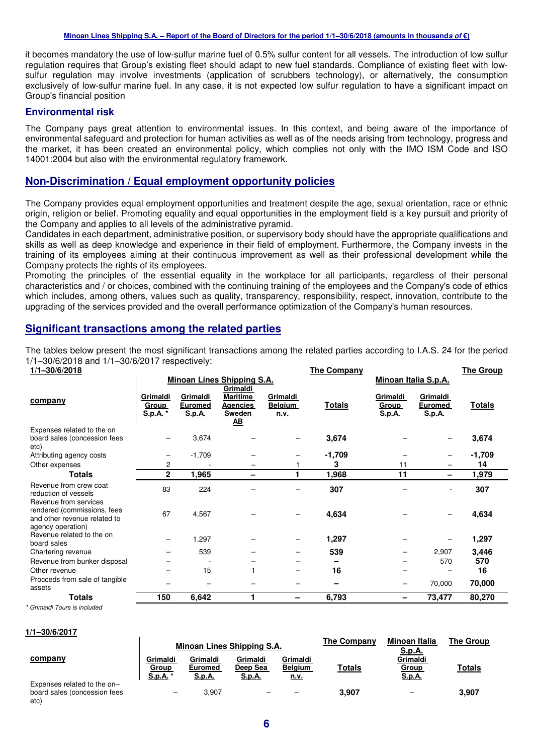it becomes mandatory the use of low-sulfur marine fuel of 0.5% sulfur content for all vessels. The introduction of low sulfur regulation requires that Group's existing fleet should adapt to new fuel standards. Compliance of existing fleet with low-sulfur regulation may involve investments (application of scrubbers technology), or alternatively, the consumption exclusively of low-sulfur marine fuel. In any case, it is not expected low sulfur regulation to have a significant impact on Group's financial position

### Environmental risk

The Company pays great attention to environmental issues. In this context, and being aware of the importance of environmental safeguard and protection for human activities as well as of the needs arising from technology, progress and the market, it has been created an environmental policy, which complies not only with the IMO ISM Code and ISO 14001:2004 but also with the environmental regulatory framework.

## Non-Discrimination / Equal employment opportunity policies

The Company provides equal employment opportunities and treatment despite the age, sexual orientation, race or ethnic origin, religion or belief. Promoting equality and equal opportunities in the employment field is a key pursuit and priority of the Company and applies to all levels of the administrative pyramid.
Candidates in each department, administrative position, or supervisory body should have the appropriate qualifications and skills as well as deep knowledge and experience in their field of employment. Furthermore, the Company invests in the training of its employees aiming at their continuous improvement as well as their professional development while the Company protects the rights of its employees.
Promoting the principles of the essential equality in the workplace for all participants, regardless of their personal characteristics and / or choices, combined with the continuing training of the employees and the Company's code of ethics which includes, among others, values such as quality, transparency, responsibility, respect, innovation, contribute to the upgrading of the services provided and the overall performance optimization of the Company's human resources.

## Significant transactions among the related parties

The tables below present the most significant transactions among the related parties according to I.A.S. 24 for the period 1/1–30/6/2018 and 1/1–30/6/2017 respectively:

**1/1–30/6/2018**

| | Minoan Lines Shipping S.A. | | | | The Company | Minoan Italia S.p.A. | | The Group |
|---|---|---|---|---|---|---|---|---|
| **company** | **Grimaldi Group S.p.A. *** | **Grimaldi Euromed S.p.A.** | **Grimaldi Maritime Agencies Sweden AB** | **Grimaldi Belgium n.v.** | **Totals** | **Grimaldi Group S.p.A.** | **Grimaldi Euromed S.p.A.** | **Totals** |
| Expenses related to the on board sales (concession fees etc) | – | 3,674 | – | – | **3,674** | – | – | **3,674** |
| Attributing agency costs | – | -1,709 | – | – | **-1,709** | – | – | **-1,709** |
| Other expenses | 2 | - | – | 1 | **3** | 11 | – | **14** |
| **Totals** | **2** | **1,965** | **–** | **1** | **1,968** | **11** | **–** | **1,979** |
| Revenue from crew coat reduction of vessels | 83 | 224 | – | – | **307** | – | - | **307** |
| Revenue from services rendered (commissions, fees and other revenue related to agency operation) | 67 | 4,567 | – | – | **4,634** | – | – | **4,634** |
| Revenue related to the on board sales | – | 1,297 | – | – | **1,297** | – | – | **1,297** |
| Chartering revenue | – | 539 | – | – | **539** | – | 2,907 | **3,446** |
| Revenue from bunker disposal | – | - | – | – | **–** | – | 570 | **570** |
| Other revenue | – | 15 | 1 | – | **16** | – | – | **16** |
| Procceds from sale of tangible assets | – | – | – | – | **–** | – | 70,000 | **70,000** |
| **Totals** | **150** | **6,642** | **1** | **–** | **6,793** | **–** | **73,477** | **80,270** |

*\* Grimaldi Tours is included*

**1/1–30/6/2017**

| | Minoan Lines Shipping S.A. | | | | The Company | Minoan Italia S.p.A. | The Group |
|---|---|---|---|---|---|---|---|
| **company** | **Grimaldi Group S.p.A. *** | **Grimaldi Euromed S.p.A.** | **Grimaldi Deep Sea S.p.A.** | **Grimaldi Belgium n.v.** | **Totals** | **Grimaldi Group S.p.A.** | **Totals** |
| Expenses related to the on–board sales (concession fees etc) | – | 3,907 | – | – | **3,907** | – | **3,907** |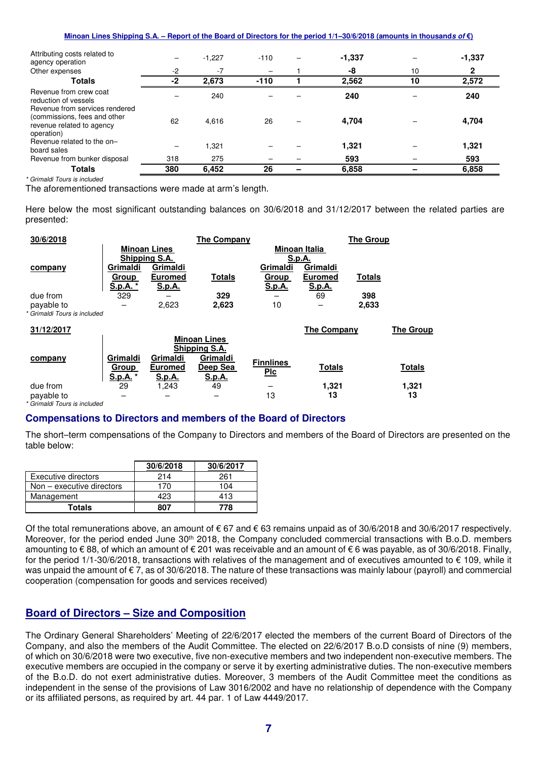| | | | | | | | |
|---|---|---|---|---|---|---|---|
| Attributing costs related to agency operation | – | -1,227 | -110 | – | **-1,337** | – | **-1,337** |
| Other expenses | -2 | -7 | – | 1 | **-8** | 10 | **2** |
| **Totals** | **-2** | **2,673** | **-110** | **1** | **2,562** | **10** | **2,572** |
| Revenue from crew coat reduction of vessels | – | 240 | – | – | **240** | – | **240** |
| Revenue from services rendered (commissions, fees and other revenue related to agency operation) | 62 | 4,616 | 26 | – | **4,704** | – | **4,704** |
| Revenue related to the on–board sales | – | 1,321 | – | – | **1,321** | – | **1,321** |
| Revenue from bunker disposal | 318 | 275 | – | – | **593** | – | **593** |
| **Totals** | **380** | **6,452** | **26** | **–** | **6,858** | **–** | **6,858** |

*\* Grimaldi Tours is included*

The aforementioned transactions were made at arm's length.

Here below the most significant outstanding balances on 30/6/2018 and 31/12/2017 between the related parties are presented:

| **30/6/2018** | | | **The Company** | | | **The Group** |
|---|---|---|---|---|---|---|
| | **Minoan Lines Shipping S.A.** | | | **Minoan Italia S.p.A.** | | |
| **company** | **Grimaldi Group S.p.A. \*** | **Grimaldi Euromed S.p.A.** | **Totals** | **Grimaldi Group S.p.A.** | **Grimaldi Euromed S.p.A.** | **Totals** |
| due from | 329 | – | **329** | – | 69 | **398** |
| payable to | – | 2,623 | **2,623** | 10 | – | **2,633** |

*\* Grimaldi Tours is included*

| **31/12/2017** | | | | | **The Company** | **The Group** |
|---|---|---|---|---|---|---|
| | **Minoan Lines Shipping S.A.** | | | | | |
| **company** | **Grimaldi Group S.p.A. \*** | **Grimaldi Euromed S.p.A.** | **Grimaldi Deep Sea S.p.A.** | **Finnlines Plc** | **Totals** | **Totals** |
| due from | 29 | 1,243 | 49 | – | **1,321** | **1,321** |
| payable to | – | – | – | 13 | **13** | **13** |

*\* Grimaldi Tours is included*

### Compensations to Directors and members of the Board of Directors

The short–term compensations of the Company to Directors and members of the Board of Directors are presented on the table below:

| | **30/6/2018** | **30/6/2017** |
|---|---|---|
| Executive directors | 214 | 261 |
| Non – executive directors | 170 | 104 |
| Management | 423 | 413 |
| **Totals** | **807** | **778** |

Of the total remunerations above, an amount of € 67 and € 63 remains unpaid as of 30/6/2018 and 30/6/2017 respectively. Moreover, for the period ended June 30th 2018, the Company concluded commercial transactions with B.o.D. members amounting to € 88, of which an amount of € 201 was receivable and an amount of € 6 was payable, as of 30/6/2018. Finally, for the period 1/1-30/6/2018, transactions with relatives of the management and of executives amounted to € 109, while it was unpaid the amount of € 7, as of 30/6/2018. The nature of these transactions was mainly labour (payroll) and commercial cooperation (compensation for goods and services received)

## Board of Directors – Size and Composition

The Ordinary General Shareholders' Meeting of 22/6/2017 elected the members of the current Board of Directors of the Company, and also the members of the Audit Committee. The elected on 22/6/2017 B.o.D consists of nine (9) members, of which on 30/6/2018 were two executive, five non-executive members and two independent non-executive members. The executive members are occupied in the company or serve it by exerting administrative duties. The non-executive members of the B.o.D. do not exert administrative duties. Moreover, 3 members of the Audit Committee meet the conditions as independent in the sense of the provisions of Law 3016/2002 and have no relationship of dependence with the Company or its affiliated persons, as required by art. 44 par. 1 of Law 4449/2017.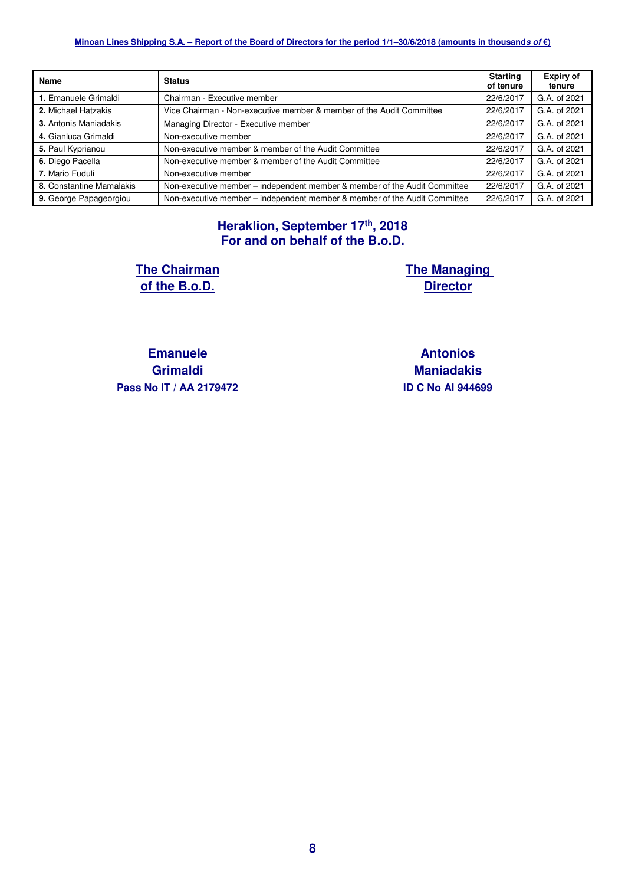| Name | Status | Starting of tenure | Expiry of tenure |
|---|---|---|---|
| **1.** Emanuele Grimaldi | Chairman - Executive member | 22/6/2017 | G.A. of 2021 |
| **2.** Michael Hatzakis | Vice Chairman - Non-executive member & member of the Audit Committee | 22/6/2017 | G.A. of 2021 |
| **3.** Antonis Maniadakis | Managing Director - Executive member | 22/6/2017 | G.A. of 2021 |
| **4.** Gianluca Grimaldi | Non-executive member | 22/6/2017 | G.A. of 2021 |
| **5.** Paul Kyprianou | Non-executive member & member of the Audit Committee | 22/6/2017 | G.A. of 2021 |
| **6.** Diego Pacella | Non-executive member & member of the Audit Committee | 22/6/2017 | G.A. of 2021 |
| **7.** Mario Fuduli | Non-executive member | 22/6/2017 | G.A. of 2021 |
| **8.** Constantine Mamalakis | Non-executive member – independent member & member of the Audit Committee | 22/6/2017 | G.A. of 2021 |
| **9.** George Papageorgiou | Non-executive member – independent member & member of the Audit Committee | 22/6/2017 | G.A. of 2021 |

**Heraklion, September 17th, 2018**
**For and on behalf of the B.o.D.**

**The Chairman of the B.o.D.**

**Emanuele Grimaldi**
**Pass No IT / AA 2179472**

**The Managing Director**

**Antonios Maniadakis**
**ID C No AI 944699**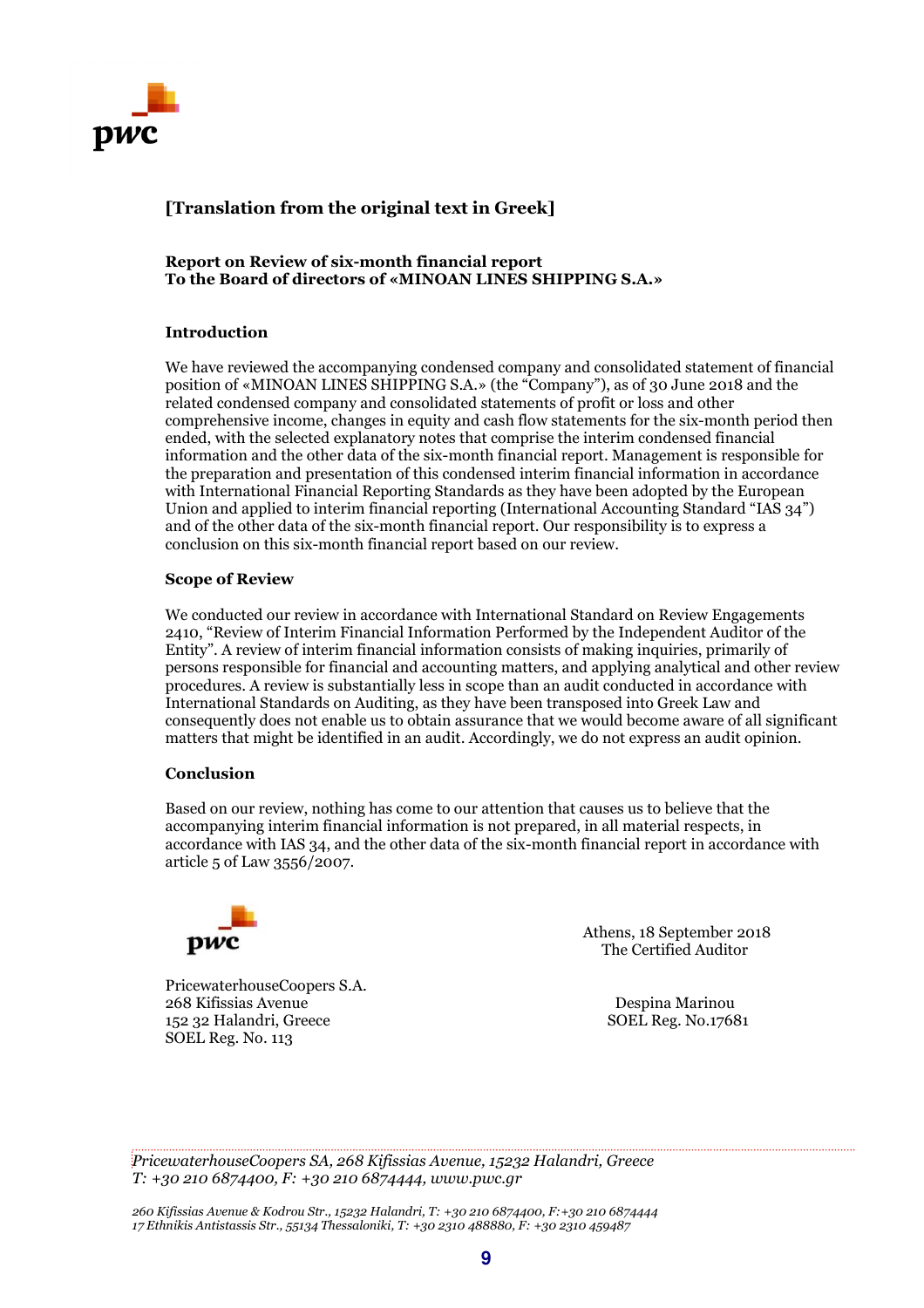**[Translation from the original text in Greek]**

**Report on Review of six-month financial report**
**To the Board of directors of «MINOAN LINES SHIPPING S.A.»**

**Introduction**

We have reviewed the accompanying condensed company and consolidated statement of financial position of «MINOAN LINES SHIPPING S.A.» (the "Company"), as of 30 June 2018 and the related condensed company and consolidated statements of profit or loss and other comprehensive income, changes in equity and cash flow statements for the six-month period then ended, with the selected explanatory notes that comprise the interim condensed financial information and the other data of the six-month financial report. Management is responsible for the preparation and presentation of this condensed interim financial information in accordance with International Financial Reporting Standards as they have been adopted by the European Union and applied to interim financial reporting (International Accounting Standard "IAS 34") and of the other data of the six-month financial report. Our responsibility is to express a conclusion on this six-month financial report based on our review.

**Scope of Review**

We conducted our review in accordance with International Standard on Review Engagements 2410, "Review of Interim Financial Information Performed by the Independent Auditor of the Entity". A review of interim financial information consists of making inquiries, primarily of persons responsible for financial and accounting matters, and applying analytical and other review procedures. A review is substantially less in scope than an audit conducted in accordance with International Standards on Auditing, as they have been transposed into Greek Law and consequently does not enable us to obtain assurance that we would become aware of all significant matters that might be identified in an audit. Accordingly, we do not express an audit opinion.

**Conclusion**

Based on our review, nothing has come to our attention that causes us to believe that the accompanying interim financial information is not prepared, in all material respects, in accordance with IAS 34, and the other data of the six-month financial report in accordance with article 5 of Law 3556/2007.

Athens, 18 September 2018
The Certified Auditor

Despina Marinou
SOEL Reg. No.17681

PricewaterhouseCoopers S.A.
268 Kifissias Avenue
152 32 Halandri, Greece
SOEL Reg. No. 113

*PricewaterhouseCoopers SA, 268 Kifissias Avenue, 15232 Halandri, Greece*
*T: +30 210 6874400, F: +30 210 6874444, www.pwc.gr*

*260 Kifissias Avenue & Kodrou Str., 15232 Halandri, T: +30 210 6874400, F:+30 210 6874444*
*17 Ethnikis Antistassis Str., 55134 Thessaloniki, T: +30 2310 488880, F: +30 2310 459487*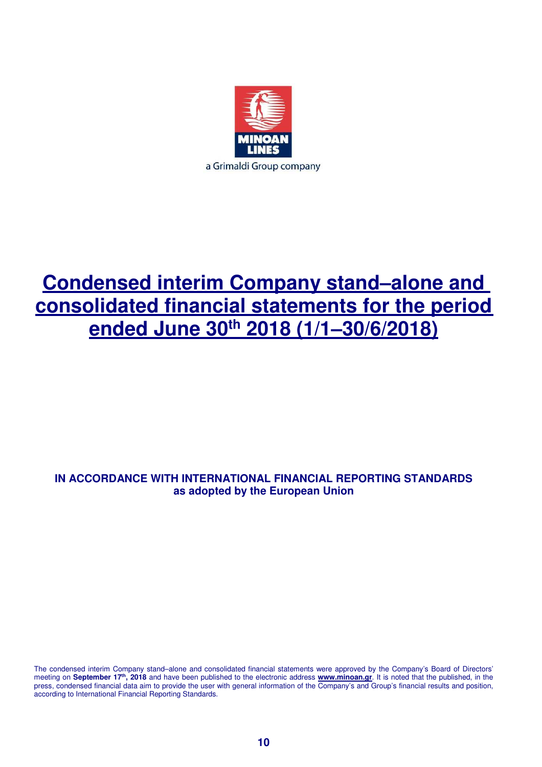# Condensed interim Company stand–alone and consolidated financial statements for the period ended June 30th 2018 (1/1–30/6/2018)

**IN ACCORDANCE WITH INTERNATIONAL FINANCIAL REPORTING STANDARDS as adopted by the European Union**

The condensed interim Company stand–alone and consolidated financial statements were approved by the Company's Board of Directors' meeting on **September 17th, 2018** and have been published to the electronic address **www.minoan.gr**. It is noted that the published, in the press, condensed financial data aim to provide the user with general information of the Company's and Group's financial results and position, according to International Financial Reporting Standards.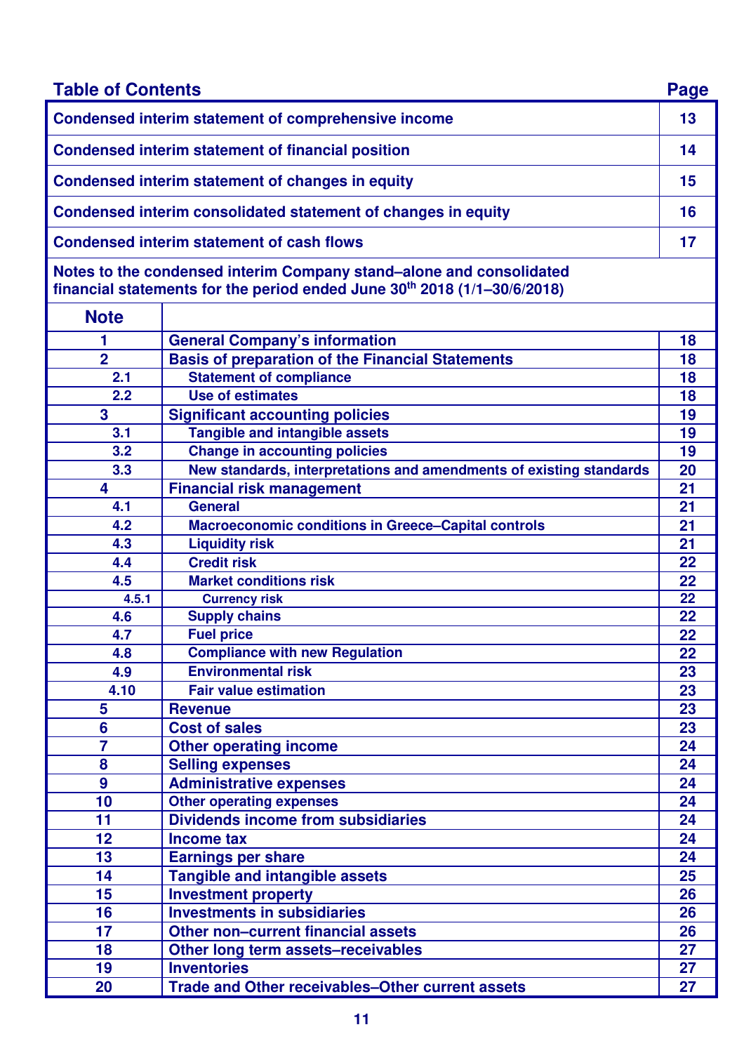## Table of Contents

| | Page |
|---|---|
| **Condensed interim statement of comprehensive income** | 13 |
| **Condensed interim statement of financial position** | 14 |
| **Condensed interim statement of changes in equity** | 15 |
| **Condensed interim consolidated statement of changes in equity** | 16 |
| **Condensed interim statement of cash flows** | 17 |

**Notes to the condensed interim Company stand–alone and consolidated financial statements for the period ended June 30th 2018 (1/1–30/6/2018)**

| Note | | |
|---|---|---|
| 1 | General Company's information | 18 |
| 2 | Basis of preparation of the Financial Statements | 18 |
| 2.1 | Statement of compliance | 18 |
| 2.2 | Use of estimates | 18 |
| 3 | Significant accounting policies | 19 |
| 3.1 | Tangible and intangible assets | 19 |
| 3.2 | Change in accounting policies | 19 |
| 3.3 | New standards, interpretations and amendments of existing standards | 20 |
| 4 | Financial risk management | 21 |
| 4.1 | General | 21 |
| 4.2 | Macroeconomic conditions in Greece–Capital controls | 21 |
| 4.3 | Liquidity risk | 21 |
| 4.4 | Credit risk | 22 |
| 4.5 | Market conditions risk | 22 |
| 4.5.1 | Currency risk | 22 |
| 4.6 | Supply chains | 22 |
| 4.7 | Fuel price | 22 |
| 4.8 | Compliance with new Regulation | 22 |
| 4.9 | Environmental risk | 23 |
| 4.10 | Fair value estimation | 23 |
| 5 | Revenue | 23 |
| 6 | Cost of sales | 23 |
| 7 | Other operating income | 24 |
| 8 | Selling expenses | 24 |
| 9 | Administrative expenses | 24 |
| 10 | Other operating expenses | 24 |
| 11 | Dividends income from subsidiaries | 24 |
| 12 | Income tax | 24 |
| 13 | Earnings per share | 24 |
| 14 | Tangible and intangible assets | 25 |
| 15 | Investment property | 26 |
| 16 | Investments in subsidiaries | 26 |
| 17 | Other non–current financial assets | 26 |
| 18 | Other long term assets–receivables | 27 |
| 19 | Inventories | 27 |
| 20 | Trade and Other receivables–Other current assets | 27 |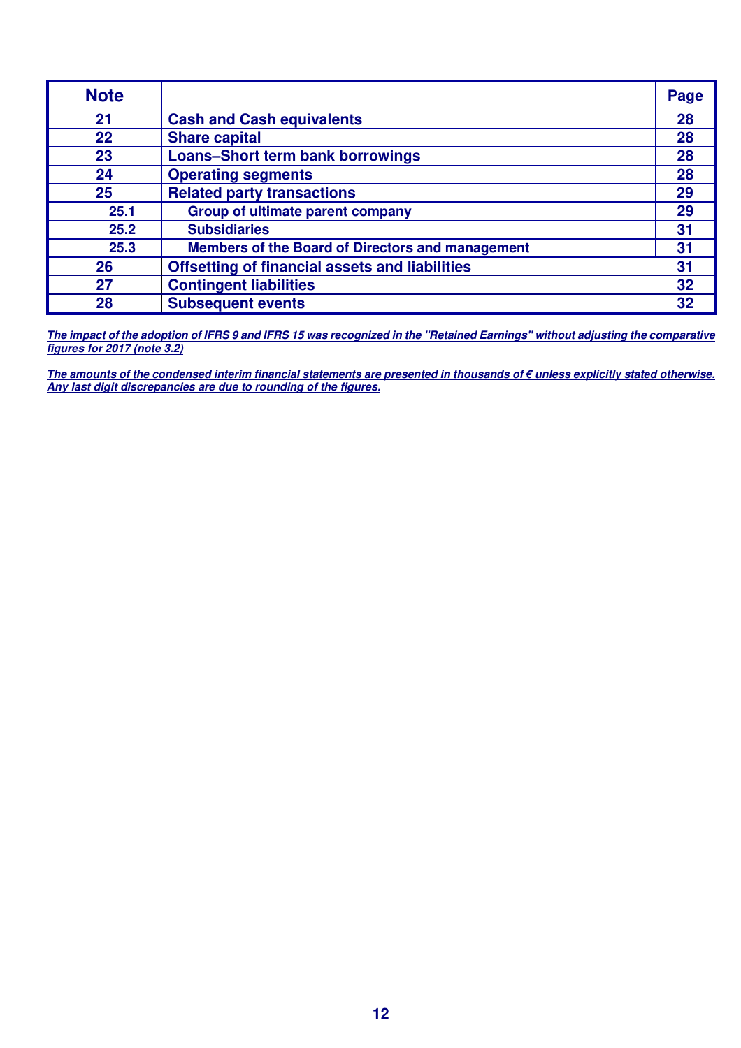| Note | | Page |
|---|---|---|
| 21 | **Cash and Cash equivalents** | 28 |
| 22 | **Share capital** | 28 |
| 23 | **Loans–Short term bank borrowings** | 28 |
| 24 | **Operating segments** | 28 |
| 25 | **Related party transactions** | 29 |
| 25.1 | **Group of ultimate parent company** | 29 |
| 25.2 | **Subsidiaries** | 31 |
| 25.3 | **Members of the Board of Directors and management** | 31 |
| 26 | **Offsetting of financial assets and liabilities** | 31 |
| 27 | **Contingent liabilities** | 32 |
| 28 | **Subsequent events** | 32 |

***The impact of the adoption of IFRS 9 and IFRS 15 was recognized in the "Retained Earnings" without adjusting the comparative figures for 2017 (note 3.2)***

***The amounts of the condensed interim financial statements are presented in thousands of € unless explicitly stated otherwise. Any last digit discrepancies are due to rounding of the figures.***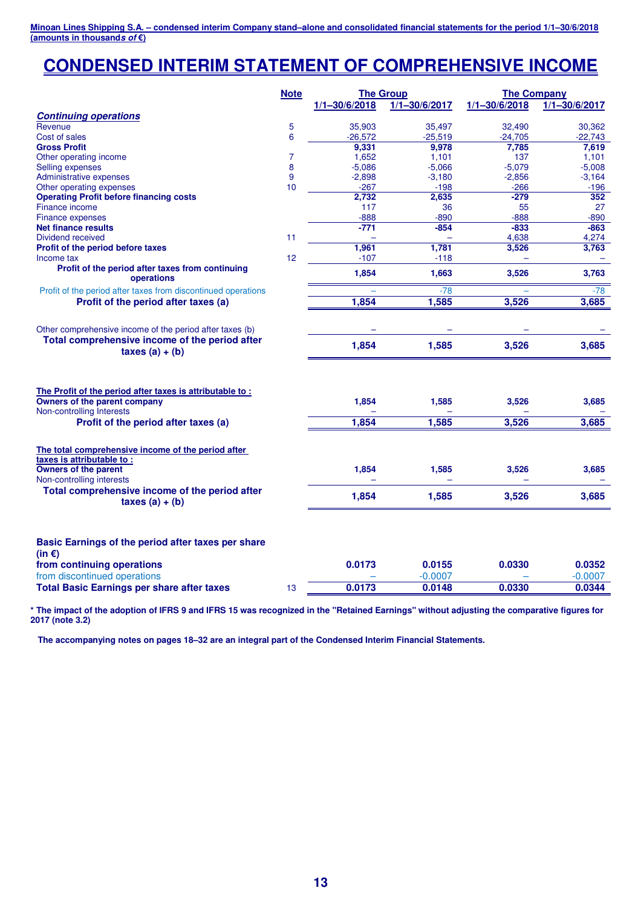# CONDENSED INTERIM STATEMENT OF COMPREHENSIVE INCOME

| | Note | The Group | | The Company | |
|---|---|---|---|---|---|
| | | 1/1–30/6/2018 | 1/1–30/6/2017 | 1/1–30/6/2018 | 1/1–30/6/2017 |
| ***Continuing operations*** | | | | | |
| Revenue | 5 | 35,903 | 35,497 | 32,490 | 30,362 |
| Cost of sales | 6 | -26,572 | -25,519 | -24,705 | -22,743 |
| **Gross Profit** | | **9,331** | **9,978** | **7,785** | **7,619** |
| Other operating income | 7 | 1,652 | 1,101 | 137 | 1,101 |
| Selling expenses | 8 | -5,086 | -5,066 | -5,079 | -5,008 |
| Administrative expenses | 9 | -2,898 | -3,180 | -2,856 | -3,164 |
| Other operating expenses | 10 | -267 | -198 | -266 | -196 |
| **Operating Profit before financing costs** | | **2,732** | **2,635** | **-279** | **352** |
| Finance income | | 117 | 36 | 55 | 27 |
| Finance expenses | | -888 | -890 | -888 | -890 |
| **Net finance results** | | **-771** | **-854** | **-833** | **-863** |
| Dividend received | 11 | – | – | 4,638 | 4,274 |
| **Profit of the period before taxes** | | **1,961** | **1,781** | **3,526** | **3,763** |
| Income tax | 12 | -107 | -118 | – | – |
| **Profit of the period after taxes from continuing operations** | | **1,854** | **1,663** | **3,526** | **3,763** |
| Profit of the period after taxes from discontinued operations | | – | -78 | – | -78 |
| **Profit of the period after taxes (a)** | | **1,854** | **1,585** | **3,526** | **3,685** |
| | | | | | |
| Other comprehensive income of the period after taxes (b) | | – | – | – | – |
| **Total comprehensive income of the period after taxes (a) + (b)** | | **1,854** | **1,585** | **3,526** | **3,685** |
| | | | | | |
| **The Profit of the period after taxes is attributable to :** | | | | | |
| **Owners of the parent company** | | **1,854** | **1,585** | **3,526** | **3,685** |
| Non-controlling Interests | | – | – | – | – |
| **Profit of the period after taxes (a)** | | **1,854** | **1,585** | **3,526** | **3,685** |
| | | | | | |
| **The total comprehensive income of the period after taxes is attributable to :** | | | | | |
| **Owners of the parent** | | **1,854** | **1,585** | **3,526** | **3,685** |
| Non-controlling interests | | – | – | – | – |
| **Total comprehensive income of the period after taxes (a) + (b)** | | **1,854** | **1,585** | **3,526** | **3,685** |
| | | | | | |
| **Basic Earnings of the period after taxes per share (in €)** | | | | | |
| **from continuing operations** | | **0.0173** | **0.0155** | **0.0330** | **0.0352** |
| from discontinued operations | | – | -0.0007 | – | -0.0007 |
| **Total Basic Earnings per share after taxes** | 13 | **0.0173** | **0.0148** | **0.0330** | **0.0344** |

**\* The impact of the adoption of IFRS 9 and IFRS 15 was recognized in the "Retained Earnings" without adjusting the comparative figures for 2017 (note 3.2)**

**The accompanying notes on pages 18–32 are an integral part of the Condensed Interim Financial Statements.**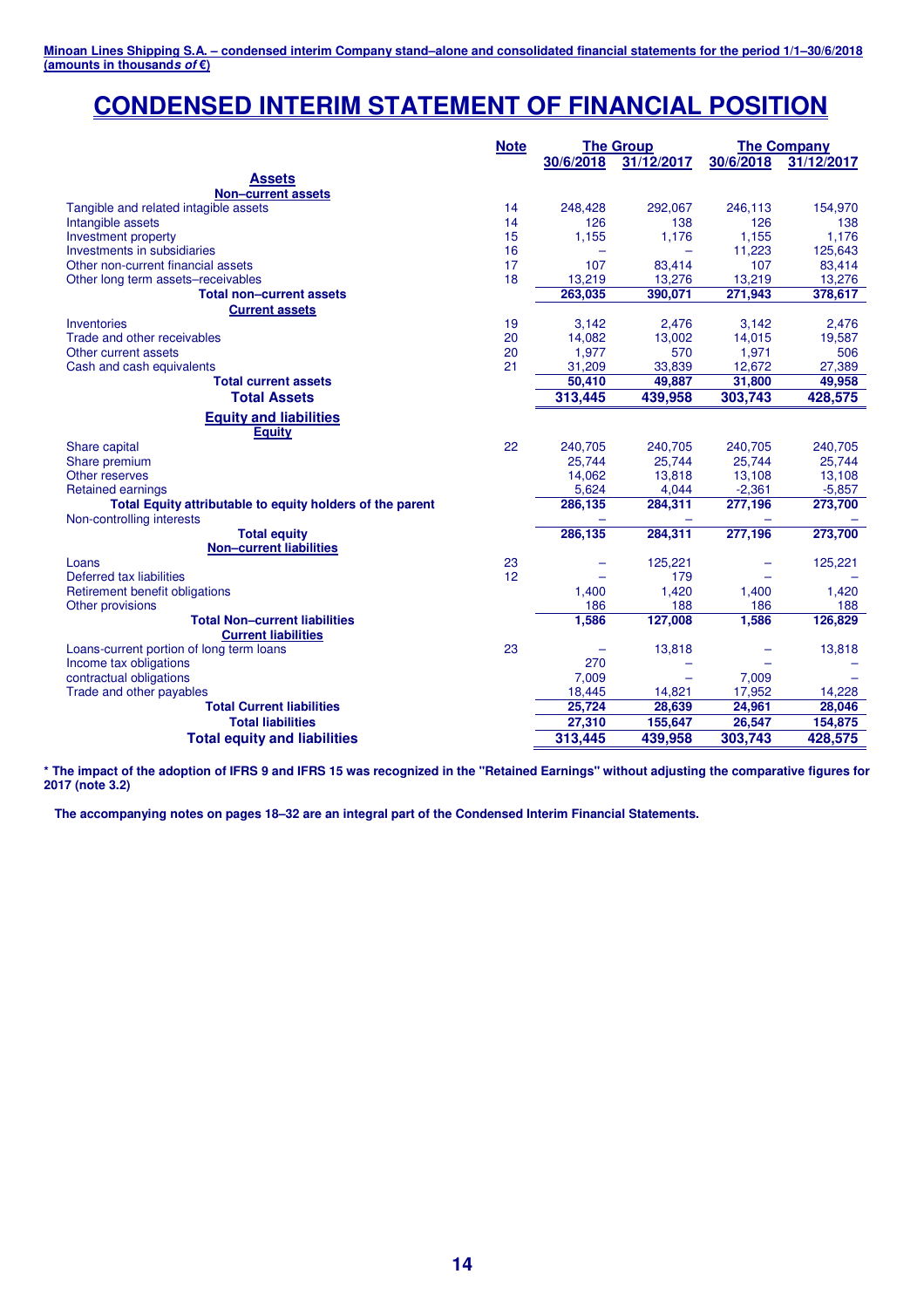Minoan Lines Shipping S.A. – condensed interim Company stand–alone and consolidated financial statements for the period 1/1–30/6/2018 (amounts in thousands *of* €)

# CONDENSED INTERIM STATEMENT OF FINANCIAL POSITION

| | Note | The Group | | The Company | |
|---|---|---|---|---|---|
| | | 30/6/2018 | 31/12/2017 | 30/6/2018 | 31/12/2017 |
| **Assets** | | | | | |
| **Non–current assets** | | | | | |
| Tangible and related intagible assets | 14 | 248,428 | 292,067 | 246,113 | 154,970 |
| Intangible assets | 14 | 126 | 138 | 126 | 138 |
| Investment property | 15 | 1,155 | 1,176 | 1,155 | 1,176 |
| Investments in subsidiaries | 16 | – | – | 11,223 | 125,643 |
| Other non-current financial assets | 17 | 107 | 83,414 | 107 | 83,414 |
| Other long term assets–receivables | 18 | 13,219 | 13,276 | 13,219 | 13,276 |
| **Total non–current assets** | | **263,035** | **390,071** | **271,943** | **378,617** |
| **Current assets** | | | | | |
| Inventories | 19 | 3,142 | 2,476 | 3,142 | 2,476 |
| Trade and other receivables | 20 | 14,082 | 13,002 | 14,015 | 19,587 |
| Other current assets | 20 | 1,977 | 570 | 1,971 | 506 |
| Cash and cash equivalents | 21 | 31,209 | 33,839 | 12,672 | 27,389 |
| **Total current assets** | | **50,410** | **49,887** | **31,800** | **49,958** |
| **Total Assets** | | **313,445** | **439,958** | **303,743** | **428,575** |
| **Equity and liabilities** | | | | | |
| **Equity** | | | | | |
| Share capital | 22 | 240,705 | 240,705 | 240,705 | 240,705 |
| Share premium | | 25,744 | 25,744 | 25,744 | 25,744 |
| Other reserves | | 14,062 | 13,818 | 13,108 | 13,108 |
| Retained earnings | | 5,624 | 4,044 | -2,361 | -5,857 |
| **Total Equity attributable to equity holders of the parent** | | **286,135** | **284,311** | **277,196** | **273,700** |
| Non-controlling interests | | – | – | – | – |
| **Total equity** | | **286,135** | **284,311** | **277,196** | **273,700** |
| **Non–current liabilities** | | | | | |
| Loans | 23 | – | 125,221 | – | 125,221 |
| Deferred tax liabilities | 12 | – | 179 | – | – |
| Retirement benefit obligations | | 1,400 | 1,420 | 1,400 | 1,420 |
| Other provisions | | 186 | 188 | 186 | 188 |
| **Total Non–current liabilities** | | **1,586** | **127,008** | **1,586** | **126,829** |
| **Current liabilities** | | | | | |
| Loans-current portion of long term loans | 23 | – | 13,818 | – | 13,818 |
| Income tax obligations | | 270 | – | – | – |
| contractual obligations | | 7,009 | – | 7,009 | – |
| Trade and other payables | | 18,445 | 14,821 | 17,952 | 14,228 |
| **Total Current liabilities** | | **25,724** | **28,639** | **24,961** | **28,046** |
| **Total liabilities** | | **27,310** | **155,647** | **26,547** | **154,875** |
| **Total equity and liabilities** | | **313,445** | **439,958** | **303,743** | **428,575** |

**\* The impact of the adoption of IFRS 9 and IFRS 15 was recognized in the "Retained Earnings" without adjusting the comparative figures for 2017 (note 3.2)**

**The accompanying notes on pages 18–32 are an integral part of the Condensed Interim Financial Statements.**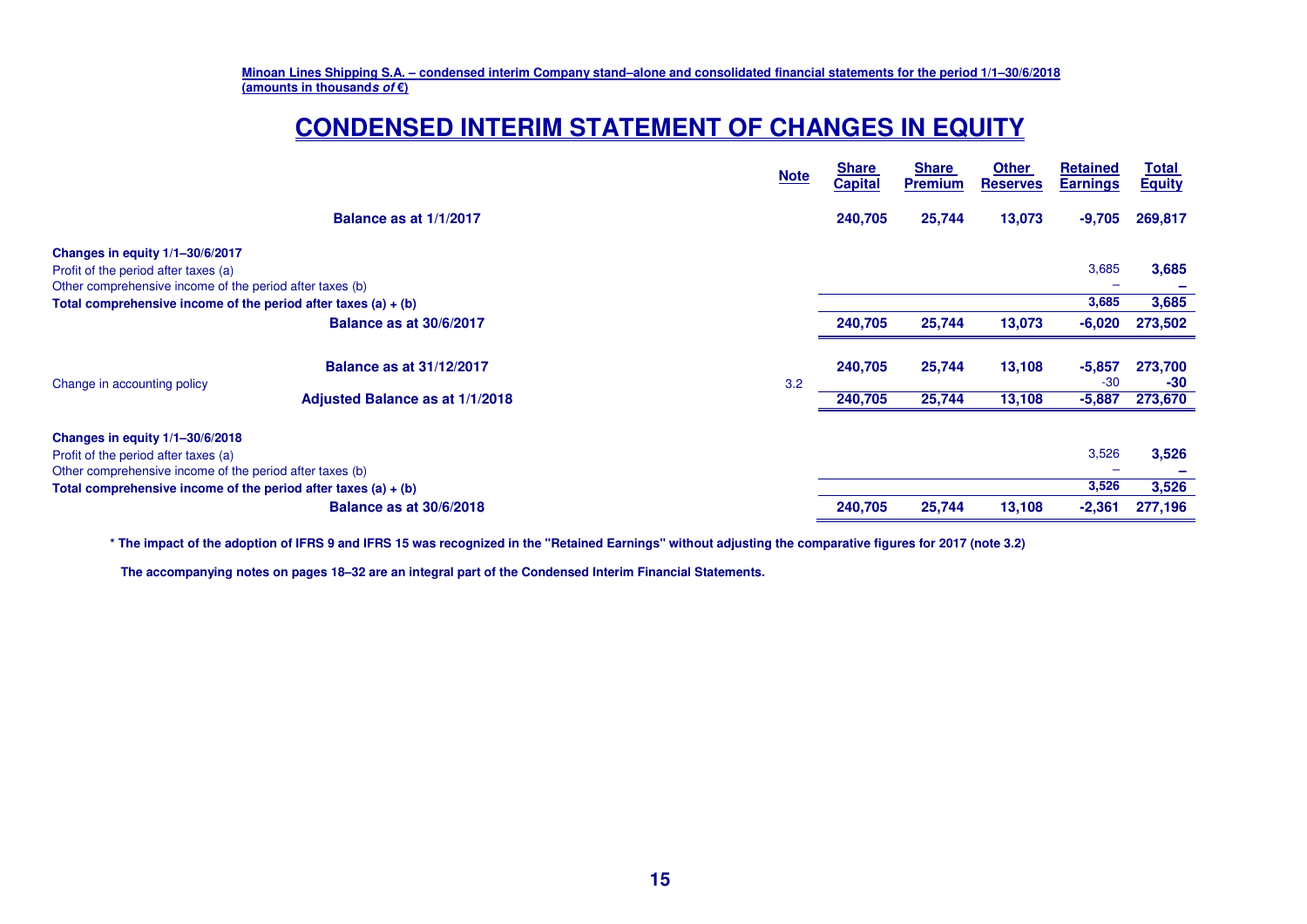**Minoan Lines Shipping S.A. – condensed interim Company stand–alone and consolidated financial statements for the period 1/1–30/6/2018**
**(amounts in thousands *of* €)**

# CONDENSED INTERIM STATEMENT OF CHANGES IN EQUITY

| | Note | Share Capital | Share Premium | Other Reserves | Retained Earnings | Total Equity |
|---|---|---|---|---|---|---|
| **Balance as at 1/1/2017** | | **240,705** | **25,744** | **13,073** | **-9,705** | **269,817** |
| **Changes in equity 1/1–30/6/2017** | | | | | | |
| Profit of the period after taxes (a) | | | | | 3,685 | **3,685** |
| Other comprehensive income of the period after taxes (b) | | | | | – | **–** |
| **Total comprehensive income of the period after taxes (a) + (b)** | | | | | **3,685** | **3,685** |
| **Balance as at 30/6/2017** | | **240,705** | **25,744** | **13,073** | **-6,020** | **273,502** |
| **Balance as at 31/12/2017** | | **240,705** | **25,744** | **13,108** | **-5,857** | **273,700** |
| Change in accounting policy | 3.2 | | | | -30 | **-30** |
| **Adjusted Balance as at 1/1/2018** | | **240,705** | **25,744** | **13,108** | **-5,887** | **273,670** |
| **Changes in equity 1/1–30/6/2018** | | | | | | |
| Profit of the period after taxes (a) | | | | | 3,526 | **3,526** |
| Other comprehensive income of the period after taxes (b) | | | | | – | **–** |
| **Total comprehensive income of the period after taxes (a) + (b)** | | | | | **3,526** | **3,526** |
| **Balance as at 30/6/2018** | | **240,705** | **25,744** | **13,108** | **-2,361** | **277,196** |

**\* The impact of the adoption of IFRS 9 and IFRS 15 was recognized in the "Retained Earnings" without adjusting the comparative figures for 2017 (note 3.2)**

**The accompanying notes on pages 18–32 are an integral part of the Condensed Interim Financial Statements.**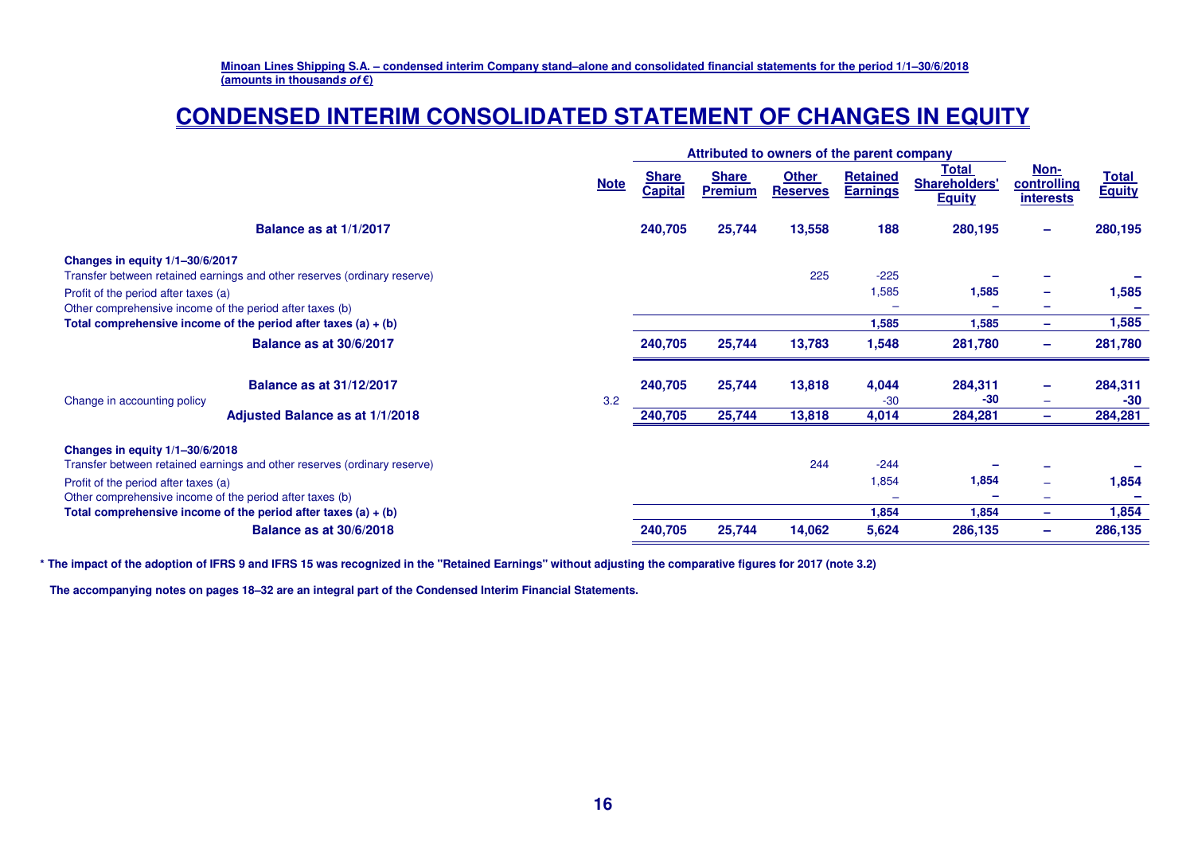**Minoan Lines Shipping S.A. – condensed interim Company stand–alone and consolidated financial statements for the period 1/1–30/6/2018**
**(amounts in thousands *of* €)**

# CONDENSED INTERIM CONSOLIDATED STATEMENT OF CHANGES IN EQUITY

| | | Attributed to owners of the parent company | | | | | | |
|---|---|---|---|---|---|---|---|---|
| | **Note** | **Share Capital** | **Share Premium** | **Other Reserves** | **Retained Earnings** | **Total Shareholders' Equity** | **Non-controlling interests** | **Total Equity** |
| **Balance as at 1/1/2017** | | **240,705** | **25,744** | **13,558** | **188** | **280,195** | **–** | **280,195** |
| **Changes in equity 1/1–30/6/2017** | | | | | | | | |
| Transfer between retained earnings and other reserves (ordinary reserve) | | | | 225 | -225 | – | – | – |
| Profit of the period after taxes (a) | | | | | 1,585 | **1,585** | – | **1,585** |
| Other comprehensive income of the period after taxes (b) | | | | | – | – | – | – |
| **Total comprehensive income of the period after taxes (a) + (b)** | | | | | **1,585** | **1,585** | **–** | **1,585** |
| **Balance as at 30/6/2017** | | **240,705** | **25,744** | **13,783** | **1,548** | **281,780** | **–** | **281,780** |
| **Balance as at 31/12/2017** | | **240,705** | **25,744** | **13,818** | **4,044** | **284,311** | **–** | **284,311** |
| Change in accounting policy | 3.2 | | | | -30 | **-30** | – | **-30** |
| **Adjusted Balance as at 1/1/2018** | | **240,705** | **25,744** | **13,818** | **4,014** | **284,281** | **–** | **284,281** |
| **Changes in equity 1/1–30/6/2018** | | | | | | | | |
| Transfer between retained earnings and other reserves (ordinary reserve) | | | | 244 | -244 | – | – | – |
| Profit of the period after taxes (a) | | | | | 1,854 | **1,854** | – | **1,854** |
| Other comprehensive income of the period after taxes (b) | | | | | – | – | – | – |
| **Total comprehensive income of the period after taxes (a) + (b)** | | | | | **1,854** | **1,854** | **–** | **1,854** |
| **Balance as at 30/6/2018** | | **240,705** | **25,744** | **14,062** | **5,624** | **286,135** | **–** | **286,135** |

**\* The impact of the adoption of IFRS 9 and IFRS 15 was recognized in the "Retained Earnings" without adjusting the comparative figures for 2017 (note 3.2)**

**The accompanying notes on pages 18–32 are an integral part of the Condensed Interim Financial Statements.**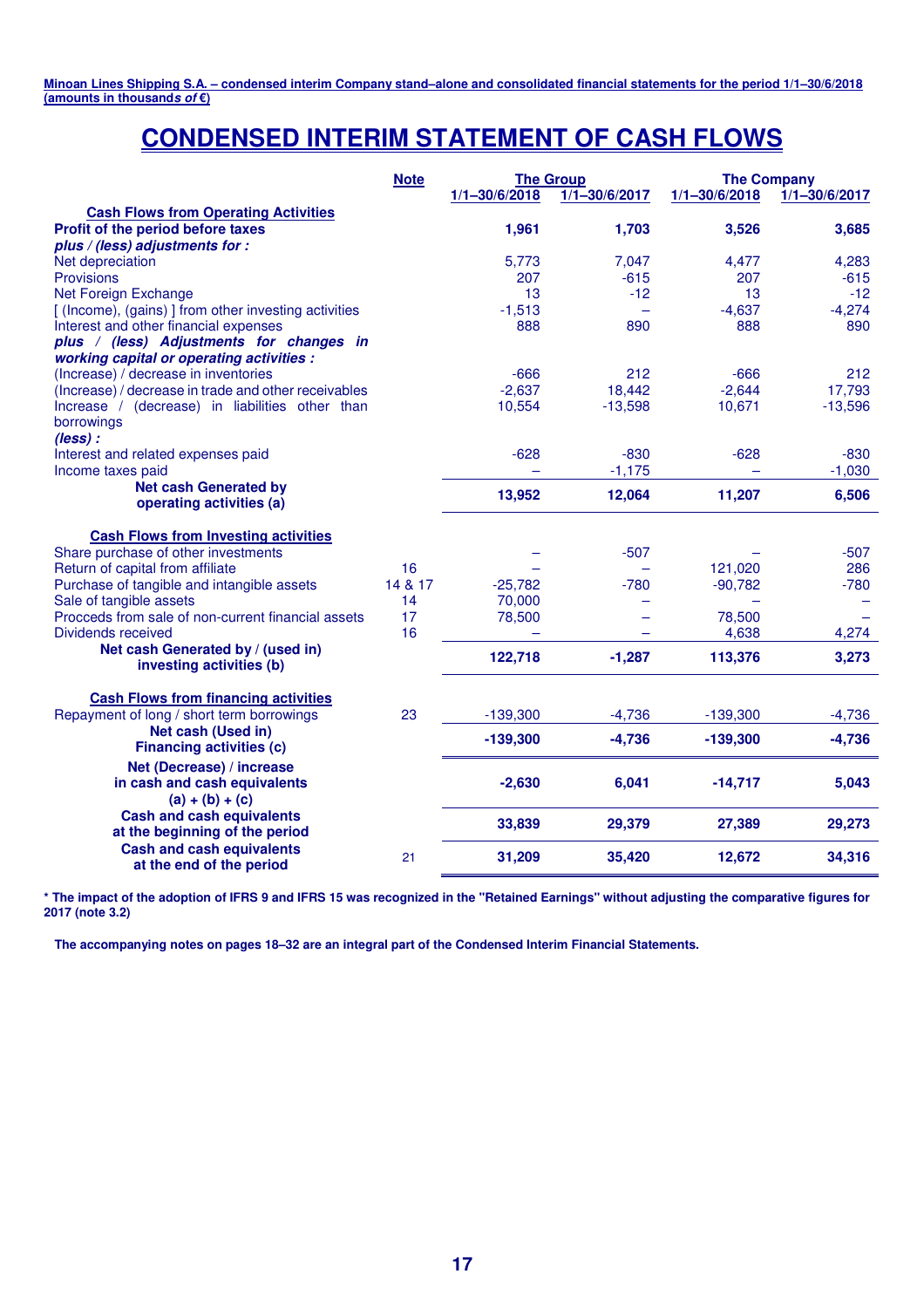**Minoan Lines Shipping S.A. – condensed interim Company stand–alone and consolidated financial statements for the period 1/1–30/6/2018 (amounts in thousands of €)**

# CONDENSED INTERIM STATEMENT OF CASH FLOWS

| | Note | The Group | | The Company | |
|---|---|---|---|---|---|
| | | 1/1–30/6/2018 | 1/1–30/6/2017 | 1/1–30/6/2018 | 1/1–30/6/2017 |
| **Cash Flows from Operating Activities** | | | | | |
| **Profit of the period before taxes** | | **1,961** | **1,703** | **3,526** | **3,685** |
| ***plus / (less) adjustments for :*** | | | | | |
| Net depreciation | | 5,773 | 7,047 | 4,477 | 4,283 |
| Provisions | | 207 | -615 | 207 | -615 |
| Net Foreign Exchange | | 13 | -12 | 13 | -12 |
| [ (Income), (gains) ] from other investing activities | | -1,513 | – | -4,637 | -4,274 |
| Interest and other financial expenses | | 888 | 890 | 888 | 890 |
| ***plus / (less) Adjustments for changes in working capital or operating activities :*** | | | | | |
| (Increase) / decrease in inventories | | -666 | 212 | -666 | 212 |
| (Increase) / decrease in trade and other receivables | | -2,637 | 18,442 | -2,644 | 17,793 |
| Increase / (decrease) in liabilities other than borrowings | | 10,554 | -13,598 | 10,671 | -13,596 |
| ***(less) :*** | | | | | |
| Interest and related expenses paid | | -628 | -830 | -628 | -830 |
| Income taxes paid | | – | -1,175 | – | -1,030 |
| **Net cash Generated by operating activities (a)** | | **13,952** | **12,064** | **11,207** | **6,506** |
| **Cash Flows from Investing activities** | | | | | |
| Share purchase of other investments | | – | -507 | – | -507 |
| Return of capital from affiliate | 16 | – | – | 121,020 | 286 |
| Purchase of tangible and intangible assets | 14 & 17 | -25,782 | -780 | -90,782 | -780 |
| Sale of tangible assets | 14 | 70,000 | – | – | – |
| Procceds from sale of non-current financial assets | 17 | 78,500 | – | 78,500 | – |
| Dividends received | 16 | – | – | 4,638 | 4,274 |
| **Net cash Generated by / (used in) investing activities (b)** | | **122,718** | **-1,287** | **113,376** | **3,273** |
| **Cash Flows from financing activities** | | | | | |
| Repayment of long / short term borrowings | 23 | -139,300 | -4,736 | -139,300 | -4,736 |
| **Net cash (Used in) Financing activities (c)** | | **-139,300** | **-4,736** | **-139,300** | **-4,736** |
| **Net (Decrease) / increase in cash and cash equivalents (a) + (b) + (c)** | | **-2,630** | **6,041** | **-14,717** | **5,043** |
| **Cash and cash equivalents at the beginning of the period** | | **33,839** | **29,379** | **27,389** | **29,273** |
| **Cash and cash equivalents at the end of the period** | 21 | **31,209** | **35,420** | **12,672** | **34,316** |

**\* The impact of the adoption of IFRS 9 and IFRS 15 was recognized in the "Retained Earnings" without adjusting the comparative figures for 2017 (note 3.2)**

**The accompanying notes on pages 18–32 are an integral part of the Condensed Interim Financial Statements.**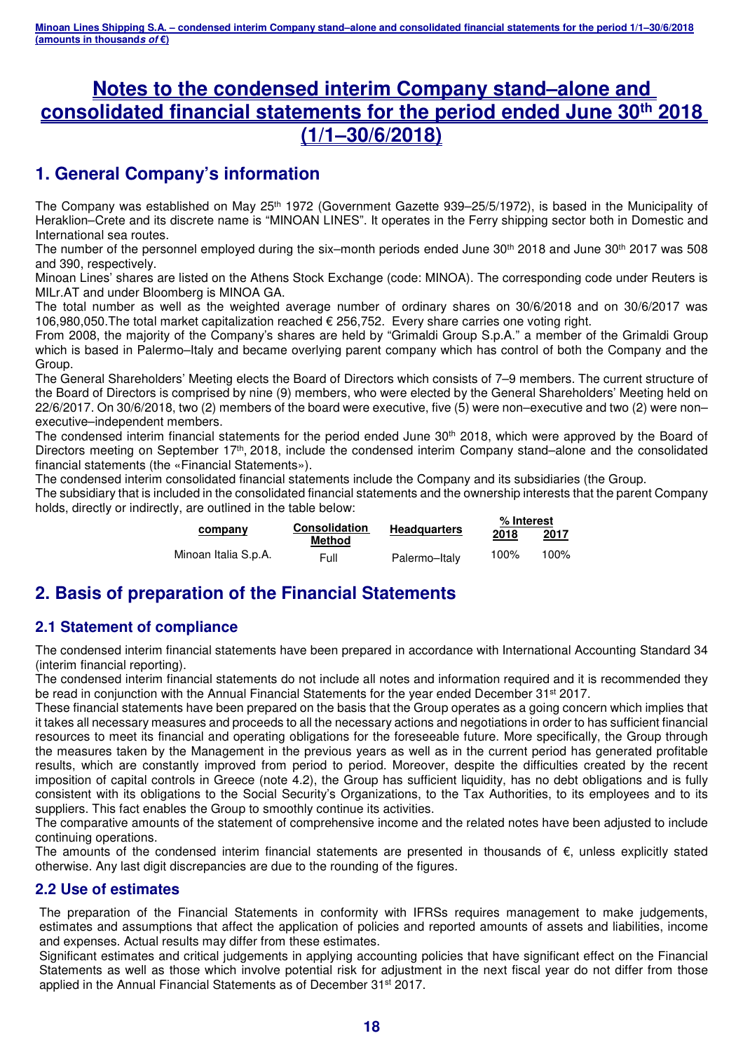# Notes to the condensed interim Company stand–alone and consolidated financial statements for the period ended June 30th 2018 (1/1–30/6/2018)

## 1. General Company's information

The Company was established on May 25th 1972 (Government Gazette 939–25/5/1972), is based in the Municipality of Heraklion–Crete and its discrete name is "MINOAN LINES". It operates in the Ferry shipping sector both in Domestic and International sea routes.
The number of the personnel employed during the six–month periods ended June 30th 2018 and June 30th 2017 was 508 and 390, respectively.
Minoan Lines' shares are listed on the Athens Stock Exchange (code: MINOA). The corresponding code under Reuters is MILr.AT and under Bloomberg is MINOA GA.
The total number as well as the weighted average number of ordinary shares on 30/6/2018 and on 30/6/2017 was 106,980,050.The total market capitalization reached € 256,752. Every share carries one voting right.
From 2008, the majority of the Company's shares are held by "Grimaldi Group S.p.A." a member of the Grimaldi Group which is based in Palermo–Italy and became overlying parent company which has control of both the Company and the Group.
The General Shareholders' Meeting elects the Board of Directors which consists of 7–9 members. The current structure of the Board of Directors is comprised by nine (9) members, who were elected by the General Shareholders' Meeting held on 22/6/2017. On 30/6/2018, two (2) members of the board were executive, five (5) were non–executive and two (2) were non–executive–independent members.
The condensed interim financial statements for the period ended June 30th 2018, which were approved by the Board of Directors meeting on September 17th, 2018, include the condensed interim Company stand–alone and the consolidated financial statements (the «Financial Statements»).
The condensed interim consolidated financial statements include the Company and its subsidiaries (the Group.
The subsidiary that is included in the consolidated financial statements and the ownership interests that the parent Company holds, directly or indirectly, are outlined in the table below:

| company | Consolidation Method | Headquarters | % Interest 2018 | % Interest 2017 |
|---|---|---|---|---|
| Minoan Italia S.p.A. | Full | Palermo–Italy | 100% | 100% |

## 2. Basis of preparation of the Financial Statements

### 2.1 Statement of compliance

The condensed interim financial statements have been prepared in accordance with International Accounting Standard 34 (interim financial reporting).
The condensed interim financial statements do not include all notes and information required and it is recommended they be read in conjunction with the Annual Financial Statements for the year ended December 31st 2017.
These financial statements have been prepared on the basis that the Group operates as a going concern which implies that it takes all necessary measures and proceeds to all the necessary actions and negotiations in order to has sufficient financial resources to meet its financial and operating obligations for the foreseeable future. More specifically, the Group through the measures taken by the Management in the previous years as well as in the current period has generated profitable results, which are constantly improved from period to period. Moreover, despite the difficulties created by the recent imposition of capital controls in Greece (note 4.2), the Group has sufficient liquidity, has no debt obligations and is fully consistent with its obligations to the Social Security's Organizations, to the Tax Authorities, to its employees and to its suppliers. This fact enables the Group to smoothly continue its activities.
The comparative amounts of the statement of comprehensive income and the related notes have been adjusted to include continuing operations.
The amounts of the condensed interim financial statements are presented in thousands of €, unless explicitly stated otherwise. Any last digit discrepancies are due to the rounding of the figures.

### 2.2 Use of estimates

The preparation of the Financial Statements in conformity with IFRSs requires management to make judgements, estimates and assumptions that affect the application of policies and reported amounts of assets and liabilities, income and expenses. Actual results may differ from these estimates.
Significant estimates and critical judgements in applying accounting policies that have significant effect on the Financial Statements as well as those which involve potential risk for adjustment in the next fiscal year do not differ from those applied in the Annual Financial Statements as of December 31st 2017.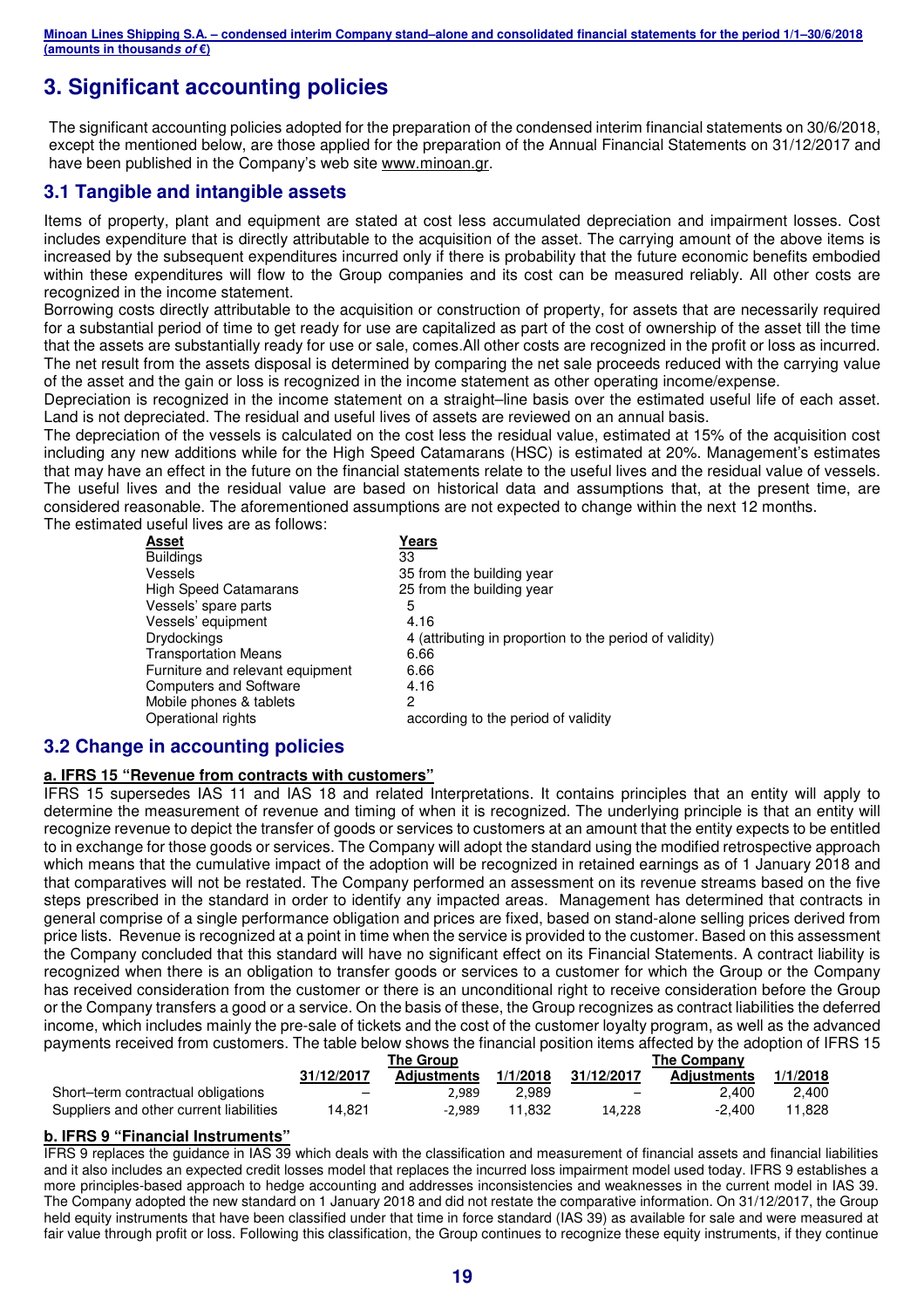# 3. Significant accounting policies

The significant accounting policies adopted for the preparation of the condensed interim financial statements on 30/6/2018, except the mentioned below, are those applied for the preparation of the Annual Financial Statements on 31/12/2017 and have been published in the Company's web site www.minoan.gr.

## 3.1 Tangible and intangible assets

Items of property, plant and equipment are stated at cost less accumulated depreciation and impairment losses. Cost includes expenditure that is directly attributable to the acquisition of the asset. The carrying amount of the above items is increased by the subsequent expenditures incurred only if there is probability that the future economic benefits embodied within these expenditures will flow to the Group companies and its cost can be measured reliably. All other costs are recognized in the income statement.

Borrowing costs directly attributable to the acquisition or construction of property, for assets that are necessarily required for a substantial period of time to get ready for use are capitalized as part of the cost of ownership of the asset till the time that the assets are substantially ready for use or sale, comes.All other costs are recognized in the profit or loss as incurred. The net result from the assets disposal is determined by comparing the net sale proceeds reduced with the carrying value of the asset and the gain or loss is recognized in the income statement as other operating income/expense.

Depreciation is recognized in the income statement on a straight–line basis over the estimated useful life of each asset. Land is not depreciated. The residual and useful lives of assets are reviewed on an annual basis.

The depreciation of the vessels is calculated on the cost less the residual value, estimated at 15% of the acquisition cost including any new additions while for the High Speed Catamarans (HSC) is estimated at 20%. Management's estimates that may have an effect in the future on the financial statements relate to the useful lives and the residual value of vessels. The useful lives and the residual value are based on historical data and assumptions that, at the present time, are considered reasonable. The aforementioned assumptions are not expected to change within the next 12 months.

The estimated useful lives are as follows:

| Asset | Years |
|---|---|
| Buildings | 33 |
| Vessels | 35 from the building year |
| High Speed Catamarans | 25 from the building year |
| Vessels' spare parts | 5 |
| Vessels' equipment | 4.16 |
| Drydockings | 4 (attributing in proportion to the period of validity) |
| Transportation Means | 6.66 |
| Furniture and relevant equipment | 6.66 |
| Computers and Software | 4.16 |
| Mobile phones & tablets | 2 |
| Operational rights | according to the period of validity |

## 3.2 Change in accounting policies

**a. IFRS 15 "Revenue from contracts with customers"**

IFRS 15 supersedes IAS 11 and IAS 18 and related Interpretations. It contains principles that an entity will apply to determine the measurement of revenue and timing of when it is recognized. The underlying principle is that an entity will recognize revenue to depict the transfer of goods or services to customers at an amount that the entity expects to be entitled to in exchange for those goods or services. The Company will adopt the standard using the modified retrospective approach which means that the cumulative impact of the adoption will be recognized in retained earnings as of 1 January 2018 and that comparatives will not be restated. The Company performed an assessment on its revenue streams based on the five steps prescribed in the standard in order to identify any impacted areas. Management has determined that contracts in general comprise of a single performance obligation and prices are fixed, based on stand-alone selling prices derived from price lists. Revenue is recognized at a point in time when the service is provided to the customer. Based on this assessment the Company concluded that this standard will have no significant effect on its Financial Statements. A contract liability is recognized when there is an obligation to transfer goods or services to a customer for which the Group or the Company has received consideration from the customer or there is an unconditional right to receive consideration before the Group or the Company transfers a good or a service. On the basis of these, the Group recognizes as contract liabilities the deferred income, which includes mainly the pre-sale of tickets and the cost of the customer loyalty program, as well as the advanced payments received from customers. The table below shows the financial position items affected by the adoption of IFRS 15

| | The Group | | | The Company | | |
|---|---|---|---|---|---|---|
| | 31/12/2017 | Adjustments | 1/1/2018 | 31/12/2017 | Adjustments | 1/1/2018 |
| Short–term contractual obligations | – | 2,989 | 2,989 | – | 2,400 | 2,400 |
| Suppliers and other current liabilities | 14,821 | -2,989 | 11,832 | 14,228 | -2,400 | 11,828 |

**b. IFRS 9 "Financial Instruments"**

IFRS 9 replaces the guidance in IAS 39 which deals with the classification and measurement of financial assets and financial liabilities and it also includes an expected credit losses model that replaces the incurred loss impairment model used today. IFRS 9 establishes a more principles-based approach to hedge accounting and addresses inconsistencies and weaknesses in the current model in IAS 39. The Company adopted the new standard on 1 January 2018 and did not restate the comparative information. On 31/12/2017, the Group held equity instruments that have been classified under that time in force standard (IAS 39) as available for sale and were measured at fair value through profit or loss. Following this classification, the Group continues to recognize these equity instruments, if they continue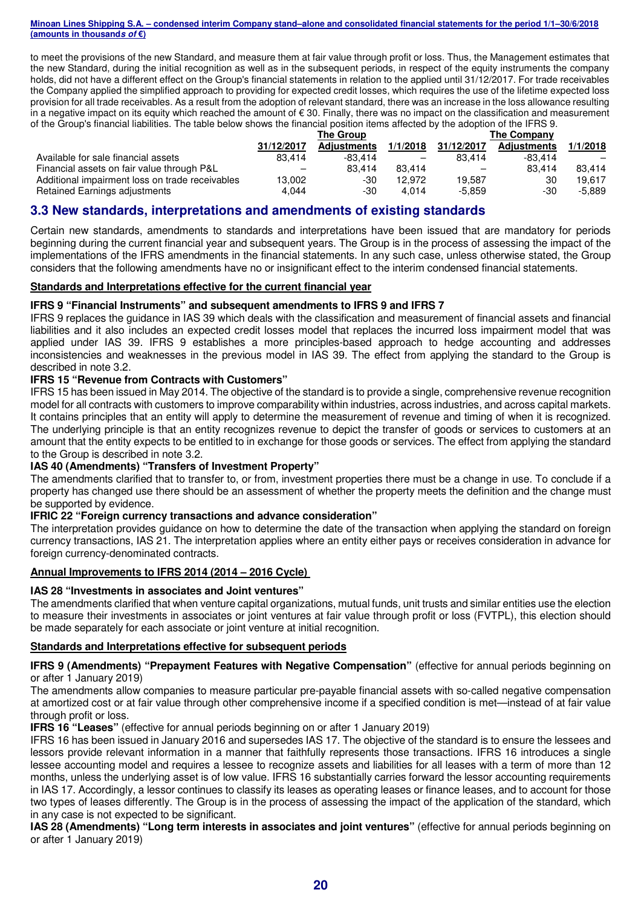to meet the provisions of the new Standard, and measure them at fair value through profit or loss. Thus, the Management estimates that the new Standard, during the initial recognition as well as in the subsequent periods, in respect of the equity instruments the company holds, did not have a different effect on the Group's financial statements in relation to the applied until 31/12/2017. For trade receivables the Company applied the simplified approach to providing for expected credit losses, which requires the use of the lifetime expected loss provision for all trade receivables. As a result from the adoption of relevant standard, there was an increase in the loss allowance resulting in a negative impact on its equity which reached the amount of € 30. Finally, there was no impact on the classification and measurement of the Group's financial liabilities. The table below shows the financial position items affected by the adoption of the IFRS 9.

| | The Group | | | The Company | | |
|---|---|---|---|---|---|---|
| | 31/12/2017 | Adjustments | 1/1/2018 | 31/12/2017 | Adjustments | 1/1/2018 |
| Available for sale financial assets | 83.414 | -83.414 | – | 83.414 | -83.414 | – |
| Financial assets on fair value through P&L | – | 83.414 | 83.414 | – | 83.414 | 83.414 |
| Additional impairment loss on trade receivables | 13.002 | -30 | 12.972 | 19.587 | 30 | 19.617 |
| Retained Earnings adjustments | 4.044 | -30 | 4.014 | -5.859 | -30 | -5.889 |

## 3.3 New standards, interpretations and amendments of existing standards

Certain new standards, amendments to standards and interpretations have been issued that are mandatory for periods beginning during the current financial year and subsequent years. The Group is in the process of assessing the impact of the implementations of the IFRS amendments in the financial statements. In any such case, unless otherwise stated, the Group considers that the following amendments have no or insignificant effect to the interim condensed financial statements.

**Standards and Interpretations effective for the current financial year**

**IFRS 9 "Financial Instruments" and subsequent amendments to IFRS 9 and IFRS 7**

IFRS 9 replaces the guidance in IAS 39 which deals with the classification and measurement of financial assets and financial liabilities and it also includes an expected credit losses model that replaces the incurred loss impairment model that was applied under IAS 39. IFRS 9 establishes a more principles-based approach to hedge accounting and addresses inconsistencies and weaknesses in the previous model in IAS 39. The effect from applying the standard to the Group is described in note 3.2.

**IFRS 15 "Revenue from Contracts with Customers"**

IFRS 15 has been issued in May 2014. The objective of the standard is to provide a single, comprehensive revenue recognition model for all contracts with customers to improve comparability within industries, across industries, and across capital markets. It contains principles that an entity will apply to determine the measurement of revenue and timing of when it is recognized. The underlying principle is that an entity recognizes revenue to depict the transfer of goods or services to customers at an amount that the entity expects to be entitled to in exchange for those goods or services. The effect from applying the standard to the Group is described in note 3.2.

**IAS 40 (Amendments) "Transfers of Investment Property"**

The amendments clarified that to transfer to, or from, investment properties there must be a change in use. To conclude if a property has changed use there should be an assessment of whether the property meets the definition and the change must be supported by evidence.

**IFRIC 22 "Foreign currency transactions and advance consideration"**

The interpretation provides guidance on how to determine the date of the transaction when applying the standard on foreign currency transactions, IAS 21. The interpretation applies where an entity either pays or receives consideration in advance for foreign currency-denominated contracts.

**Annual Improvements to IFRS 2014 (2014 – 2016 Cycle)**

**IAS 28 "Investments in associates and Joint ventures"**

The amendments clarified that when venture capital organizations, mutual funds, unit trusts and similar entities use the election to measure their investments in associates or joint ventures at fair value through profit or loss (FVTPL), this election should be made separately for each associate or joint venture at initial recognition.

**Standards and Interpretations effective for subsequent periods**

**IFRS 9 (Amendments) "Prepayment Features with Negative Compensation"** (effective for annual periods beginning on or after 1 January 2019)

The amendments allow companies to measure particular pre-payable financial assets with so-called negative compensation at amortized cost or at fair value through other comprehensive income if a specified condition is met—instead of at fair value through profit or loss.

**IFRS 16 "Leases"** (effective for annual periods beginning on or after 1 January 2019)

IFRS 16 has been issued in January 2016 and supersedes IAS 17. The objective of the standard is to ensure the lessees and lessors provide relevant information in a manner that faithfully represents those transactions. IFRS 16 introduces a single lessee accounting model and requires a lessee to recognize assets and liabilities for all leases with a term of more than 12 months, unless the underlying asset is of low value. IFRS 16 substantially carries forward the lessor accounting requirements in IAS 17. Accordingly, a lessor continues to classify its leases as operating leases or finance leases, and to account for those two types of leases differently. The Group is in the process of assessing the impact of the application of the standard, which in any case is not expected to be significant.

**IAS 28 (Amendments) "Long term interests in associates and joint ventures"** (effective for annual periods beginning on or after 1 January 2019)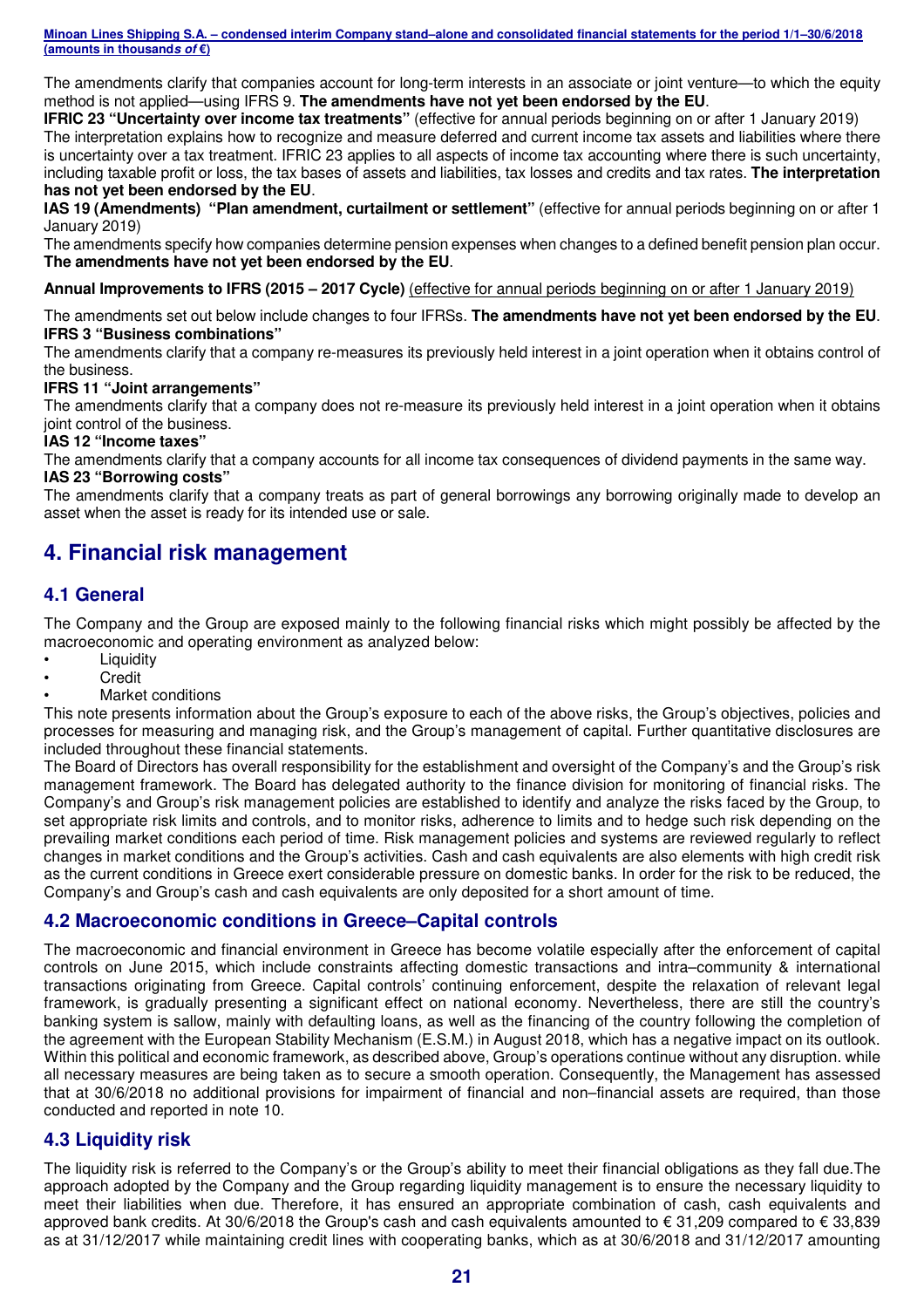The amendments clarify that companies account for long-term interests in an associate or joint venture—to which the equity method is not applied—using IFRS 9. **The amendments have not yet been endorsed by the EU**.

**IFRIC 23 "Uncertainty over income tax treatments"** (effective for annual periods beginning on or after 1 January 2019)

The interpretation explains how to recognize and measure deferred and current income tax assets and liabilities where there is uncertainty over a tax treatment. IFRIC 23 applies to all aspects of income tax accounting where there is such uncertainty, including taxable profit or loss, the tax bases of assets and liabilities, tax losses and credits and tax rates. **The interpretation has not yet been endorsed by the EU**.

**IAS 19 (Amendments) "Plan amendment, curtailment or settlement"** (effective for annual periods beginning on or after 1 January 2019)

The amendments specify how companies determine pension expenses when changes to a defined benefit pension plan occur. **The amendments have not yet been endorsed by the EU**.

**Annual Improvements to IFRS (2015 – 2017 Cycle)** (effective for annual periods beginning on or after 1 January 2019)

The amendments set out below include changes to four IFRSs. **The amendments have not yet been endorsed by the EU**.

**IFRS 3 "Business combinations"**

The amendments clarify that a company re-measures its previously held interest in a joint operation when it obtains control of the business.

**IFRS 11 "Joint arrangements"**

The amendments clarify that a company does not re-measure its previously held interest in a joint operation when it obtains joint control of the business.

**IAS 12 "Income taxes"**

The amendments clarify that a company accounts for all income tax consequences of dividend payments in the same way.

**IAS 23 "Borrowing costs"**

The amendments clarify that a company treats as part of general borrowings any borrowing originally made to develop an asset when the asset is ready for its intended use or sale.

# 4. Financial risk management

## 4.1 General

The Company and the Group are exposed mainly to the following financial risks which might possibly be affected by the macroeconomic and operating environment as analyzed below:

- Liquidity
- Credit
- Market conditions

This note presents information about the Group's exposure to each of the above risks, the Group's objectives, policies and processes for measuring and managing risk, and the Group's management of capital. Further quantitative disclosures are included throughout these financial statements.

The Board of Directors has overall responsibility for the establishment and oversight of the Company's and the Group's risk management framework. The Board has delegated authority to the finance division for monitoring of financial risks. The Company's and Group's risk management policies are established to identify and analyze the risks faced by the Group, to set appropriate risk limits and controls, and to monitor risks, adherence to limits and to hedge such risk depending on the prevailing market conditions each period of time. Risk management policies and systems are reviewed regularly to reflect changes in market conditions and the Group's activities. Cash and cash equivalents are also elements with high credit risk as the current conditions in Greece exert considerable pressure on domestic banks. In order for the risk to be reduced, the Company's and Group's cash and cash equivalents are only deposited for a short amount of time.

## 4.2 Macroeconomic conditions in Greece–Capital controls

The macroeconomic and financial environment in Greece has become volatile especially after the enforcement of capital controls on June 2015, which include constraints affecting domestic transactions and intra–community & international transactions originating from Greece. Capital controls' continuing enforcement, despite the relaxation of relevant legal framework, is gradually presenting a significant effect on national economy. Nevertheless, there are still the country's banking system is sallow, mainly with defaulting loans, as well as the financing of the country following the completion of the agreement with the European Stability Mechanism (E.S.M.) in August 2018, which has a negative impact on its outlook. Within this political and economic framework, as described above, Group's operations continue without any disruption. while all necessary measures are being taken as to secure a smooth operation. Consequently, the Management has assessed that at 30/6/2018 no additional provisions for impairment of financial and non–financial assets are required, than those conducted and reported in note 10.

## 4.3 Liquidity risk

The liquidity risk is referred to the Company's or the Group's ability to meet their financial obligations as they fall due.The approach adopted by the Company and the Group regarding liquidity management is to ensure the necessary liquidity to meet their liabilities when due. Therefore, it has ensured an appropriate combination of cash, cash equivalents and approved bank credits. At 30/6/2018 the Group's cash and cash equivalents amounted to € 31,209 compared to € 33,839 as at 31/12/2017 while maintaining credit lines with cooperating banks, which as at 30/6/2018 and 31/12/2017 amounting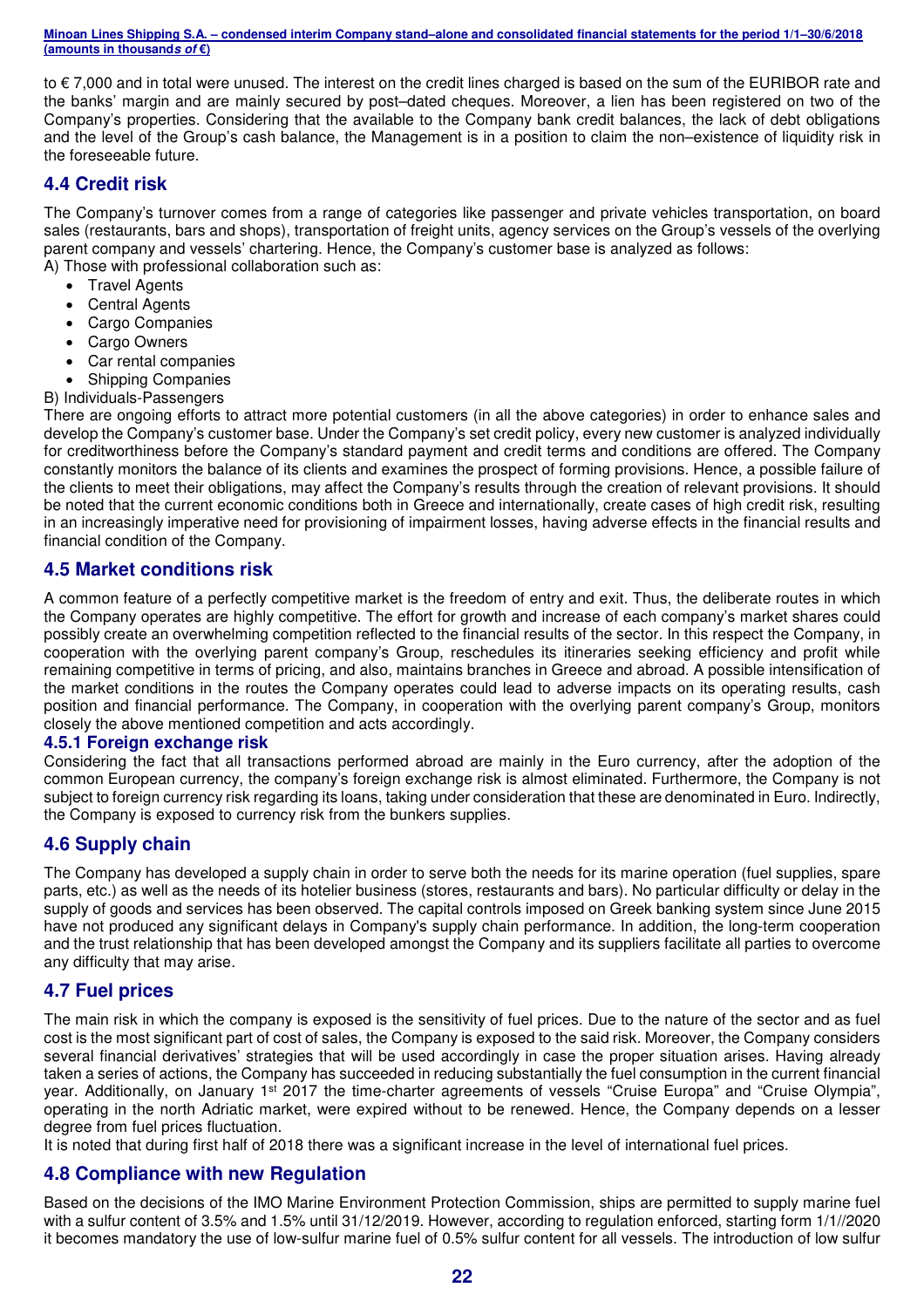to € 7,000 and in total were unused. The interest on the credit lines charged is based on the sum of the EURIBOR rate and the banks' margin and are mainly secured by post–dated cheques. Moreover, a lien has been registered on two of the Company's properties. Considering that the available to the Company bank credit balances, the lack of debt obligations and the level of the Group's cash balance, the Management is in a position to claim the non–existence of liquidity risk in the foreseeable future.

## 4.4 Credit risk

The Company's turnover comes from a range of categories like passenger and private vehicles transportation, on board sales (restaurants, bars and shops), transportation of freight units, agency services on the Group's vessels of the overlying parent company and vessels' chartering. Hence, the Company's customer base is analyzed as follows:

A) Those with professional collaboration such as:

- Travel Agents
- Central Agents
- Cargo Companies
- Cargo Owners
- Car rental companies
- Shipping Companies

B) Individuals-Passengers

There are ongoing efforts to attract more potential customers (in all the above categories) in order to enhance sales and develop the Company's customer base. Under the Company's set credit policy, every new customer is analyzed individually for creditworthiness before the Company's standard payment and credit terms and conditions are offered. The Company constantly monitors the balance of its clients and examines the prospect of forming provisions. Hence, a possible failure of the clients to meet their obligations, may affect the Company's results through the creation of relevant provisions. It should be noted that the current economic conditions both in Greece and internationally, create cases of high credit risk, resulting in an increasingly imperative need for provisioning of impairment losses, having adverse effects in the financial results and financial condition of the Company.

## 4.5 Market conditions risk

A common feature of a perfectly competitive market is the freedom of entry and exit. Thus, the deliberate routes in which the Company operates are highly competitive. The effort for growth and increase of each company's market shares could possibly create an overwhelming competition reflected to the financial results of the sector. In this respect the Company, in cooperation with the overlying parent company's Group, reschedules its itineraries seeking efficiency and profit while remaining competitive in terms of pricing, and also, maintains branches in Greece and abroad. A possible intensification of the market conditions in the routes the Company operates could lead to adverse impacts on its operating results, cash position and financial performance. The Company, in cooperation with the overlying parent company's Group, monitors closely the above mentioned competition and acts accordingly.

### 4.5.1 Foreign exchange risk

Considering the fact that all transactions performed abroad are mainly in the Euro currency, after the adoption of the common European currency, the company's foreign exchange risk is almost eliminated. Furthermore, the Company is not subject to foreign currency risk regarding its loans, taking under consideration that these are denominated in Euro. Indirectly, the Company is exposed to currency risk from the bunkers supplies.

## 4.6 Supply chain

The Company has developed a supply chain in order to serve both the needs for its marine operation (fuel supplies, spare parts, etc.) as well as the needs of its hotelier business (stores, restaurants and bars). No particular difficulty or delay in the supply of goods and services has been observed. The capital controls imposed on Greek banking system since June 2015 have not produced any significant delays in Company's supply chain performance. In addition, the long-term cooperation and the trust relationship that has been developed amongst the Company and its suppliers facilitate all parties to overcome any difficulty that may arise.

## 4.7 Fuel prices

The main risk in which the company is exposed is the sensitivity of fuel prices. Due to the nature of the sector and as fuel cost is the most significant part of cost of sales, the Company is exposed to the said risk. Moreover, the Company considers several financial derivatives' strategies that will be used accordingly in case the proper situation arises. Having already taken a series of actions, the Company has succeeded in reducing substantially the fuel consumption in the current financial year. Additionally, on January 1st 2017 the time-charter agreements of vessels "Cruise Europa" and "Cruise Olympia", operating in the north Adriatic market, were expired without to be renewed. Hence, the Company depends on a lesser degree from fuel prices fluctuation.

It is noted that during first half of 2018 there was a significant increase in the level of international fuel prices.

## 4.8 Compliance with new Regulation

Based on the decisions of the IMO Marine Environment Protection Commission, ships are permitted to supply marine fuel with a sulfur content of 3.5% and 1.5% until 31/12/2019. However, according to regulation enforced, starting form 1/1//2020 it becomes mandatory the use of low-sulfur marine fuel of 0.5% sulfur content for all vessels. The introduction of low sulfur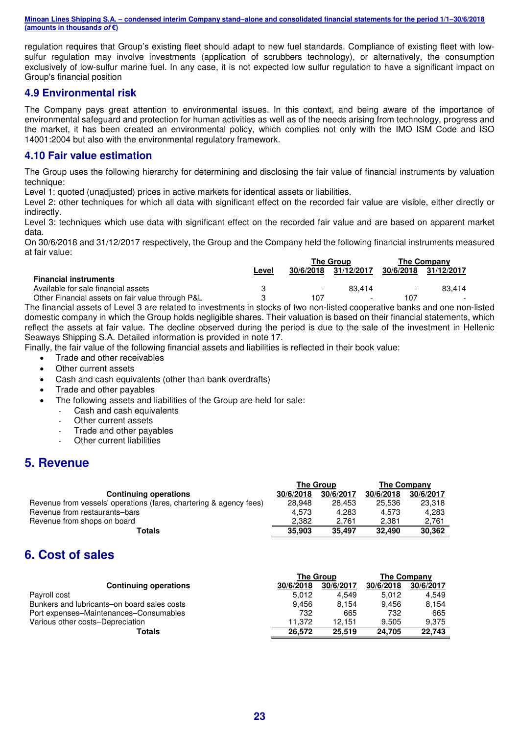regulation requires that Group's existing fleet should adapt to new fuel standards. Compliance of existing fleet with low-sulfur regulation may involve investments (application of scrubbers technology), or alternatively, the consumption exclusively of low-sulfur marine fuel. In any case, it is not expected low sulfur regulation to have a significant impact on Group's financial position

## 4.9 Environmental risk

The Company pays great attention to environmental issues. In this context, and being aware of the importance of environmental safeguard and protection for human activities as well as of the needs arising from technology, progress and the market, it has been created an environmental policy, which complies not only with the IMO ISM Code and ISO 14001:2004 but also with the environmental regulatory framework.

## 4.10 Fair value estimation

The Group uses the following hierarchy for determining and disclosing the fair value of financial instruments by valuation technique:

Level 1: quoted (unadjusted) prices in active markets for identical assets or liabilities.

Level 2: other techniques for which all data with significant effect on the recorded fair value are visible, either directly or indirectly.

Level 3: techniques which use data with significant effect on the recorded fair value and are based on apparent market data.

On 30/6/2018 and 31/12/2017 respectively, the Group and the Company held the following financial instruments measured at fair value:

| | | The Group | | The Company | |
|---|---|---|---|---|---|
| | Level | 30/6/2018 | 31/12/2017 | 30/6/2018 | 31/12/2017 |
| **Financial instruments** | | | | | |
| Available for sale financial assets | 3 | - | 83,414 | - | 83,414 |
| Other Financial assets on fair value through P&L | 3 | 107 | - | 107 | - |

The financial assets of Level 3 are related to investments in stocks of two non-listed cooperative banks and one non-listed domestic company in which the Group holds negligible shares. Their valuation is based on their financial statements, which reflect the assets at fair value. The decline observed during the period is due to the sale of the investment in Hellenic Seaways Shipping S.A. Detailed information is provided in note 17.

Finally, the fair value of the following financial assets and liabilities is reflected in their book value:

- Trade and other receivables
- Other current assets
- Cash and cash equivalents (other than bank overdrafts)
- Trade and other payables
- The following assets and liabilities of the Group are held for sale:
  - Cash and cash equivalents
  - Other current assets
  - Trade and other payables
  - Other current liabilities

# 5. Revenue

| | The Group | | The Company | |
|---|---|---|---|---|
| **Continuing operations** | 30/6/2018 | 30/6/2017 | 30/6/2018 | 30/6/2017 |
| Revenue from vessels' operations (fares, chartering & agency fees) | 28,948 | 28,453 | 25,536 | 23,318 |
| Revenue from restaurants–bars | 4,573 | 4,283 | 4,573 | 4,283 |
| Revenue from shops on board | 2,382 | 2,761 | 2,381 | 2,761 |
| **Totals** | **35,903** | **35,497** | **32,490** | **30,362** |

# 6. Cost of sales

| | The Group | | The Company | |
|---|---|---|---|---|
| **Continuing operations** | 30/6/2018 | 30/6/2017 | 30/6/2018 | 30/6/2017 |
| Payroll cost | 5,012 | 4,549 | 5,012 | 4,549 |
| Bunkers and lubricants–on board sales costs | 9,456 | 8,154 | 9,456 | 8,154 |
| Port expenses–Maintenances–Consumables | 732 | 665 | 732 | 665 |
| Various other costs–Depreciation | 11,372 | 12,151 | 9,505 | 9,375 |
| **Totals** | **26,572** | **25,519** | **24,705** | **22,743** |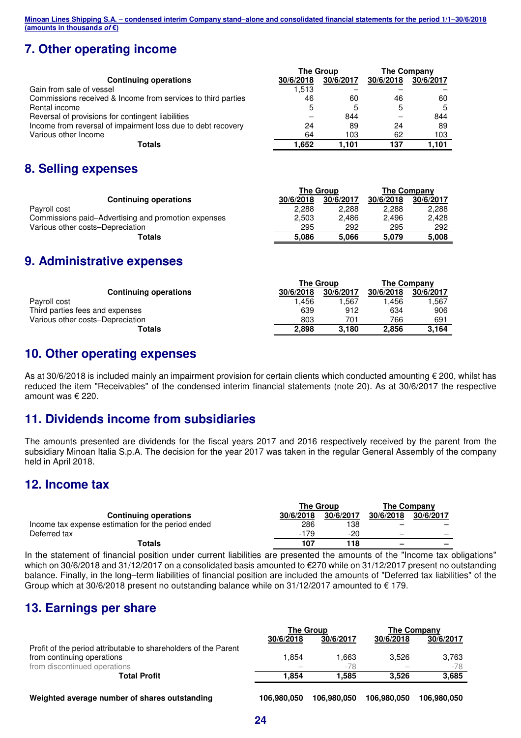## 7. Other operating income

| Continuing operations | The Group 30/6/2018 | The Group 30/6/2017 | The Company 30/6/2018 | The Company 30/6/2017 |
|---|---|---|---|---|
| Gain from sale of vessel | 1,513 | – | – | – |
| Commissions received & Income from services to third parties | 46 | 60 | 46 | 60 |
| Rental income | 5 | 5 | 5 | 5 |
| Reversal of provisions for contingent liabilities | – | 844 | – | 844 |
| Income from reversal of impairment loss due to debt recovery | 24 | 89 | 24 | 89 |
| Various other Income | 64 | 103 | 62 | 103 |
| **Totals** | **1,652** | **1,101** | **137** | **1,101** |

## 8. Selling expenses

| Continuing operations | The Group 30/6/2018 | The Group 30/6/2017 | The Company 30/6/2018 | The Company 30/6/2017 |
|---|---|---|---|---|
| Payroll cost | 2,288 | 2,288 | 2,288 | 2,288 |
| Commissions paid–Advertising and promotion expenses | 2,503 | 2,486 | 2,496 | 2,428 |
| Various other costs–Depreciation | 295 | 292 | 295 | 292 |
| **Totals** | **5,086** | **5,066** | **5,079** | **5,008** |

## 9. Administrative expenses

| Continuing operations | The Group 30/6/2018 | The Group 30/6/2017 | The Company 30/6/2018 | The Company 30/6/2017 |
|---|---|---|---|---|
| Payroll cost | 1,456 | 1,567 | 1,456 | 1,567 |
| Third parties fees and expenses | 639 | 912 | 634 | 906 |
| Various other costs–Depreciation | 803 | 701 | 766 | 691 |
| **Totals** | **2,898** | **3,180** | **2,856** | **3,164** |

## 10. Other operating expenses

As at 30/6/2018 is included mainly an impairment provision for certain clients which conducted amounting € 200, whilst has reduced the item "Receivables" of the condensed interim financial statements (note 20). As at 30/6/2017 the respective amount was € 220.

## 11. Dividends income from subsidiaries

The amounts presented are dividends for the fiscal years 2017 and 2016 respectively received by the parent from the subsidiary Minoan Italia S.p.A. The decision for the year 2017 was taken in the regular General Assembly of the company held in April 2018.

## 12. Income tax

| Continuing operations | The Group 30/6/2018 | The Group 30/6/2017 | The Company 30/6/2018 | The Company 30/6/2017 |
|---|---|---|---|---|
| Income tax expense estimation for the period ended | 286 | 138 | – | – |
| Deferred tax | -179 | -20 | – | – |
| **Totals** | **107** | **118** | **–** | **–** |

In the statement of financial position under current liabilities are presented the amounts of the "Income tax obligations" which on 30/6/2018 and 31/12/2017 on a consolidated basis amounted to €270 while on 31/12/2017 present no outstanding balance. Finally, in the long–term liabilities of financial position are included the amounts of "Deferred tax liabilities" of the Group which at 30/6/2018 present no outstanding balance while on 31/12/2017 amounted to € 179.

## 13. Earnings per share

| | The Group 30/6/2018 | The Group 30/6/2017 | The Company 30/6/2018 | The Company 30/6/2017 |
|---|---|---|---|---|
| Profit of the period attributable to shareholders of the Parent | | | | |
| from continuing operations | 1,854 | 1,663 | 3,526 | 3,763 |
| from discontinued operations | – | -78 | – | -78 |
| **Total Profit** | **1,854** | **1,585** | **3,526** | **3,685** |
| **Weighted average number of shares outstanding** | **106,980,050** | **106,980,050** | **106,980,050** | **106,980,050** |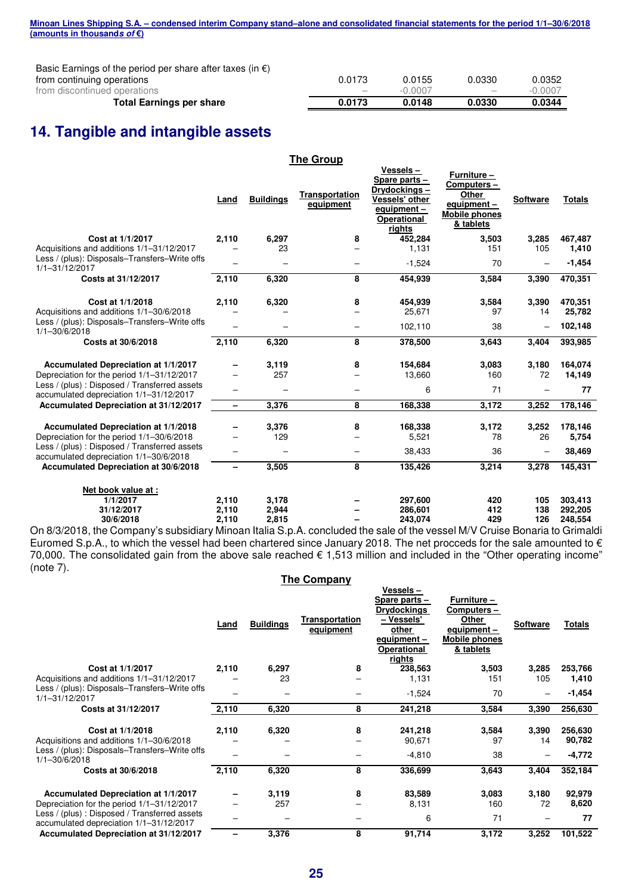| | | | | |
|---|---|---|---|---|
| Basic Earnings of the period per share after taxes (in €) | | | | |
| from continuing operations | 0.0173 | 0.0155 | 0.0330 | 0.0352 |
| from discontinued operations | – | -0.0007 | – | -0.0007 |
| **Total Earnings per share** | **0.0173** | **0.0148** | **0.0330** | **0.0344** |

## 14. Tangible and intangible assets

**The Group**

| | Land | Buildings | Transportation equipment | Vessels – Spare parts – Drydockings – Vessels' other equipment – Operational rights | Furniture – Computers – Other equipment – Mobile phones & tablets | Software | Totals |
|---|---|---|---|---|---|---|---|
| **Cost at 1/1/2017** | 2,110 | 6,297 | 8 | 452,284 | 3,503 | 3,285 | 467,487 |
| Acquisitions and additions 1/1–31/12/2017 | – | 23 | – | 1,131 | 151 | 105 | 1,410 |
| Less / (plus): Disposals–Transfers–Write offs 1/1–31/12/2017 | – | – | – | -1,524 | 70 | – | -1,454 |
| **Costs at 31/12/2017** | 2,110 | 6,320 | 8 | 454,939 | 3,584 | 3,390 | 470,351 |
| **Cost at 1/1/2018** | 2,110 | 6,320 | 8 | 454,939 | 3,584 | 3,390 | 470,351 |
| Acquisitions and additions 1/1–30/6/2018 | – | – | – | 25,671 | 97 | 14 | 25,782 |
| Less / (plus): Disposals–Transfers–Write offs 1/1–30/6/2018 | – | – | – | 102,110 | 38 | – | 102,148 |
| **Costs at 30/6/2018** | 2,110 | 6,320 | 8 | 378,500 | 3,643 | 3,404 | 393,985 |
| **Accumulated Depreciation at 1/1/2017** | – | 3,119 | 8 | 154,684 | 3,083 | 3,180 | 164,074 |
| Depreciation for the period 1/1–31/12/2017 | – | 257 | – | 13,660 | 160 | 72 | 14,149 |
| Less / (plus) : Disposed / Transferred assets accumulated depreciation 1/1–31/12/2017 | – | – | – | 6 | 71 | – | 77 |
| **Accumulated Depreciation at 31/12/2017** | – | 3,376 | 8 | 168,338 | 3,172 | 3,252 | 178,146 |
| **Accumulated Depreciation at 1/1/2018** | – | 3,376 | 8 | 168,338 | 3,172 | 3,252 | 178,146 |
| Depreciation for the period 1/1–30/6/2018 | – | 129 | – | 5,521 | 78 | 26 | 5,754 |
| Less / (plus) : Disposed / Transferred assets accumulated depreciation 1/1–30/6/2018 | – | – | – | 38,433 | 36 | – | 38,469 |
| **Accumulated Depreciation at 30/6/2018** | – | 3,505 | 8 | 135,426 | 3,214 | 3,278 | 145,431 |
| **Net book value at :** | | | | | | | |
| **1/1/2017** | 2,110 | 3,178 | – | 297,600 | 420 | 105 | 303,413 |
| **31/12/2017** | 2,110 | 2,944 | – | 286,601 | 412 | 138 | 292,205 |
| **30/6/2018** | 2,110 | 2,815 | – | 243,074 | 429 | 126 | 248,554 |

On 8/3/2018, the Company's subsidiary Minoan Italia S.p.A. concluded the sale of the vessel M/V Cruise Bonaria to Grimaldi Euromed S.p.A., to which the vessel had been chartered since January 2018. The net procceds for the sale amounted to € 70,000. The consolidated gain from the above sale reached € 1,513 million and included in the "Other operating income" (note 7).

**The Company**

| | Land | Buildings | Transportation equipment | Vessels – Spare parts – Drydockings – Vessels' other equipment – Operational rights | Furniture – Computers – Other equipment – Mobile phones & tablets | Software | Totals |
|---|---|---|---|---|---|---|---|
| **Cost at 1/1/2017** | 2,110 | 6,297 | 8 | 238,563 | 3,503 | 3,285 | 253,766 |
| Acquisitions and additions 1/1–31/12/2017 | – | 23 | – | 1,131 | 151 | 105 | 1,410 |
| Less / (plus): Disposals–Transfers–Write offs 1/1–31/12/2017 | – | – | – | -1,524 | 70 | – | -1,454 |
| **Costs at 31/12/2017** | 2,110 | 6,320 | 8 | 241,218 | 3,584 | 3,390 | 256,630 |
| **Cost at 1/1/2018** | 2,110 | 6,320 | 8 | 241,218 | 3,584 | 3,390 | 256,630 |
| Acquisitions and additions 1/1–30/6/2018 | – | – | – | 90,671 | 97 | 14 | 90,782 |
| Less / (plus): Disposals–Transfers–Write offs 1/1–30/6/2018 | – | – | – | -4,810 | 38 | – | -4,772 |
| **Costs at 30/6/2018** | 2,110 | 6,320 | 8 | 336,699 | 3,643 | 3,404 | 352,184 |
| **Accumulated Depreciation at 1/1/2017** | – | 3,119 | 8 | 83,589 | 3,083 | 3,180 | 92,979 |
| Depreciation for the period 1/1–31/12/2017 | – | 257 | – | 8,131 | 160 | 72 | 8,620 |
| Less / (plus) : Disposed / Transferred assets accumulated depreciation 1/1–31/12/2017 | – | – | – | 6 | 71 | – | 77 |
| **Accumulated Depreciation at 31/12/2017** | – | 3,376 | 8 | 91,714 | 3,172 | 3,252 | 101,522 |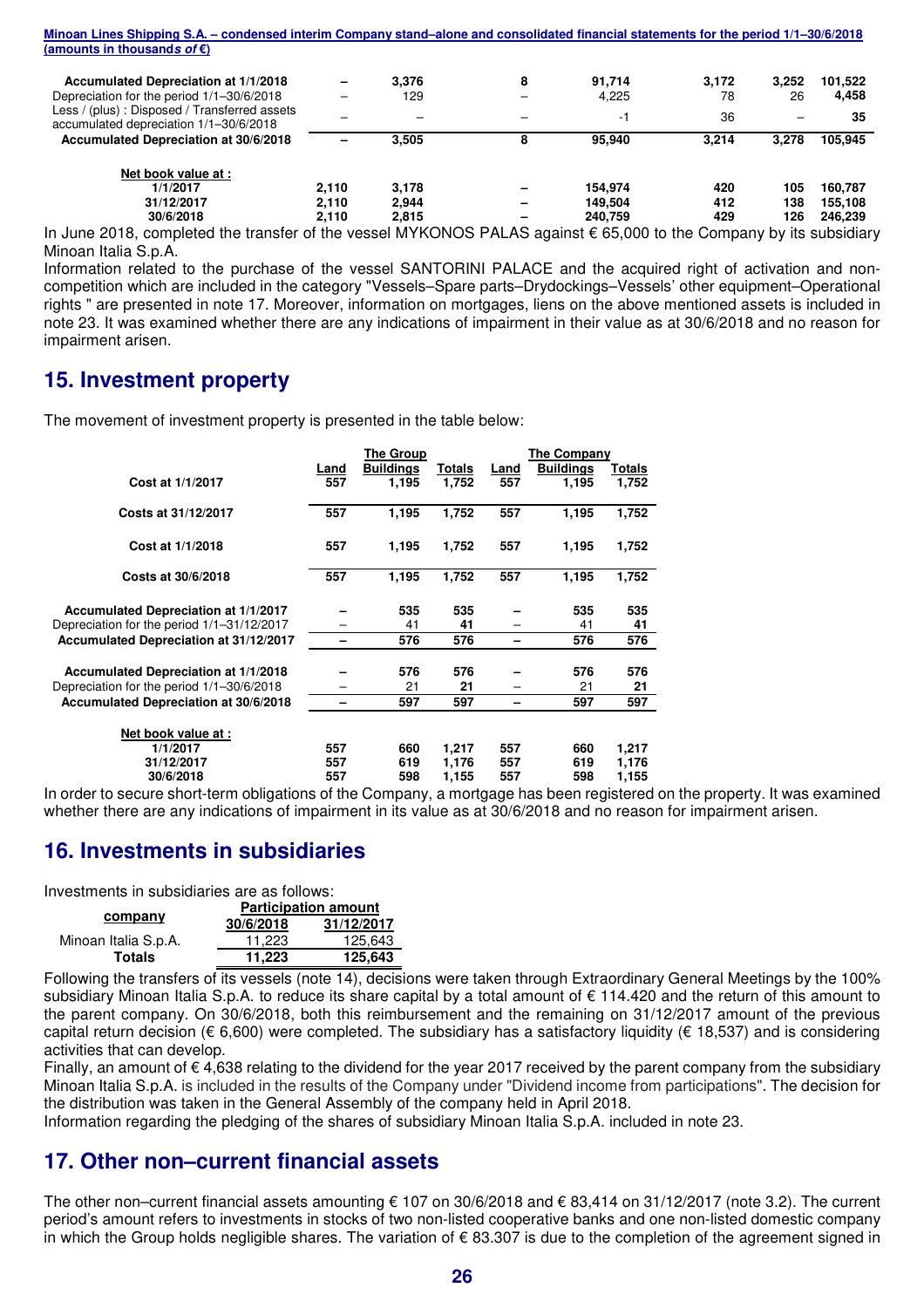| | | | | | | | |
|---|---|---|---|---|---|---|---|
| **Accumulated Depreciation at 1/1/2018** | **–** | **3,376** | **8** | **91,714** | **3,172** | **3,252** | **101,522** |
| Depreciation for the period 1/1–30/6/2018 | – | 129 | – | 4,225 | 78 | 26 | **4,458** |
| Less / (plus) : Disposed / Transferred assets accumulated depreciation 1/1–30/6/2018 | – | – | – | -1 | 36 | – | **35** |
| **Accumulated Depreciation at 30/6/2018** | **–** | **3,505** | **8** | **95,940** | **3,214** | **3,278** | **105,945** |
| | | | | | | | |
| **Net book value at :** | | | | | | | |
| **1/1/2017** | **2,110** | **3,178** | **–** | **154,974** | **420** | **105** | **160,787** |
| **31/12/2017** | **2,110** | **2,944** | **–** | **149,504** | **412** | **138** | **155,108** |
| **30/6/2018** | **2,110** | **2,815** | **–** | **240,759** | **429** | **126** | **246,239** |

In June 2018, completed the transfer of the vessel MYKONOS PALAS against € 65,000 to the Company by its subsidiary Minoan Italia S.p.A.

Information related to the purchase of the vessel SANTORINI PALACE and the acquired right of activation and non-competition which are included in the category "Vessels–Spare parts–Drydockings–Vessels' other equipment–Operational rights " are presented in note 17. Moreover, information on mortgages, liens on the above mentioned assets is included in note 23. It was examined whether there are any indications of impairment in their value as at 30/6/2018 and no reason for impairment arisen.

## 15. Investment property

The movement of investment property is presented in the table below:

| | The Group | | | The Company | | |
|---|---|---|---|---|---|---|
| | Land | Buildings | Totals | Land | Buildings | Totals |
| **Cost at 1/1/2017** | **557** | **1,195** | **1,752** | **557** | **1,195** | **1,752** |
| **Costs at 31/12/2017** | **557** | **1,195** | **1,752** | **557** | **1,195** | **1,752** |
| **Cost at 1/1/2018** | **557** | **1,195** | **1,752** | **557** | **1,195** | **1,752** |
| **Costs at 30/6/2018** | **557** | **1,195** | **1,752** | **557** | **1,195** | **1,752** |
| **Accumulated Depreciation at 1/1/2017** | **–** | **535** | **535** | **–** | **535** | **535** |
| Depreciation for the period 1/1–31/12/2017 | – | 41 | **41** | – | 41 | **41** |
| **Accumulated Depreciation at 31/12/2017** | **–** | **576** | **576** | **–** | **576** | **576** |
| **Accumulated Depreciation at 1/1/2018** | **–** | **576** | **576** | **–** | **576** | **576** |
| Depreciation for the period 1/1–30/6/2018 | – | 21 | **21** | – | 21 | **21** |
| **Accumulated Depreciation at 30/6/2018** | **–** | **597** | **597** | **–** | **597** | **597** |
| **Net book value at :** | | | | | | |
| **1/1/2017** | **557** | **660** | **1,217** | **557** | **660** | **1,217** |
| **31/12/2017** | **557** | **619** | **1,176** | **557** | **619** | **1,176** |
| **30/6/2018** | **557** | **598** | **1,155** | **557** | **598** | **1,155** |

In order to secure short-term obligations of the Company, a mortgage has been registered on the property. It was examined whether there are any indications of impairment in its value as at 30/6/2018 and no reason for impairment arisen.

## 16. Investments in subsidiaries

Investments in subsidiaries are as follows:

| company | Participation amount | |
|---|---|---|
| | 30/6/2018 | 31/12/2017 |
| Minoan Italia S.p.A. | 11,223 | 125,643 |
| **Totals** | **11,223** | **125,643** |

Following the transfers of its vessels (note 14), decisions were taken through Extraordinary General Meetings by the 100% subsidiary Minoan Italia S.p.A. to reduce its share capital by a total amount of € 114.420 and the return of this amount to the parent company. On 30/6/2018, both this reimbursement and the remaining on 31/12/2017 amount of the previous capital return decision (€ 6,600) were completed. The subsidiary has a satisfactory liquidity (€ 18,537) and is considering activities that can develop.

Finally, an amount of € 4,638 relating to the dividend for the year 2017 received by the parent company from the subsidiary Minoan Italia S.p.A. is included in the results of the Company under "Dividend income from participations". The decision for the distribution was taken in the General Assembly of the company held in April 2018.

Information regarding the pledging of the shares of subsidiary Minoan Italia S.p.A. included in note 23.

## 17. Other non–current financial assets

The other non–current financial assets amounting € 107 on 30/6/2018 and € 83,414 on 31/12/2017 (note 3.2). The current period's amount refers to investments in stocks of two non-listed cooperative banks and one non-listed domestic company in which the Group holds negligible shares. The variation of € 83.307 is due to the completion of the agreement signed in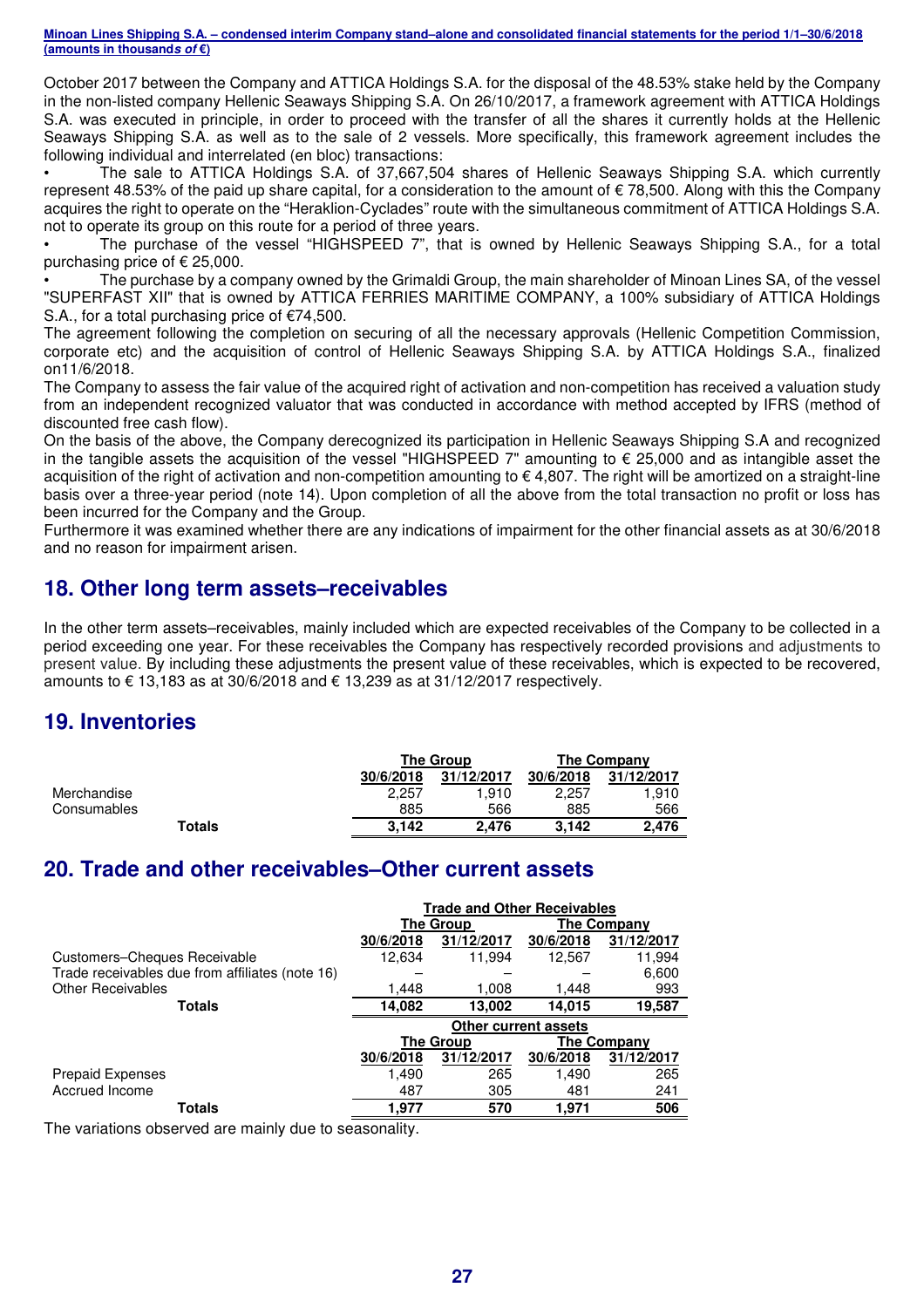October 2017 between the Company and ATTICA Holdings S.A. for the disposal of the 48.53% stake held by the Company in the non-listed company Hellenic Seaways Shipping S.A. On 26/10/2017, a framework agreement with ATTICA Holdings S.A. was executed in principle, in order to proceed with the transfer of all the shares it currently holds at the Hellenic Seaways Shipping S.A. as well as to the sale of 2 vessels. More specifically, this framework agreement includes the following individual and interrelated (en bloc) transactions:

- The sale to ATTICA Holdings S.A. of 37,667,504 shares of Hellenic Seaways Shipping S.A. which currently represent 48.53% of the paid up share capital, for a consideration to the amount of € 78,500. Along with this the Company acquires the right to operate on the "Heraklion-Cyclades" route with the simultaneous commitment of ATTICA Holdings S.A. not to operate its group on this route for a period of three years.
- The purchase of the vessel "HIGHSPEED 7", that is owned by Hellenic Seaways Shipping S.A., for a total purchasing price of € 25,000.
- The purchase by a company owned by the Grimaldi Group, the main shareholder of Minoan Lines SA, of the vessel "SUPERFAST XII" that is owned by ATTICA FERRIES MARITIME COMPANY, a 100% subsidiary of ATTICA Holdings S.A., for a total purchasing price of €74,500.

The agreement following the completion on securing of all the necessary approvals (Hellenic Competition Commission, corporate etc) and the acquisition of control of Hellenic Seaways Shipping S.A. by ATTICA Holdings S.A., finalized on11/6/2018.

The Company to assess the fair value of the acquired right of activation and non-competition has received a valuation study from an independent recognized valuator that was conducted in accordance with method accepted by IFRS (method of discounted free cash flow).

On the basis of the above, the Company derecognized its participation in Hellenic Seaways Shipping S.A and recognized in the tangible assets the acquisition of the vessel "HIGHSPEED 7" amounting to € 25,000 and as intangible asset the acquisition of the right of activation and non-competition amounting to € 4,807. The right will be amortized on a straight-line basis over a three-year period (note 14). Upon completion of all the above from the total transaction no profit or loss has been incurred for the Company and the Group.

Furthermore it was examined whether there are any indications of impairment for the other financial assets as at 30/6/2018 and no reason for impairment arisen.

## 18. Other long term assets–receivables

In the other term assets–receivables, mainly included which are expected receivables of the Company to be collected in a period exceeding one year. For these receivables the Company has respectively recorded provisions and adjustments to present value. By including these adjustments the present value of these receivables, which is expected to be recovered, amounts to € 13,183 as at 30/6/2018 and € 13,239 as at 31/12/2017 respectively.

## 19. Inventories

| | The Group | | The Company | |
|---|---|---|---|---|
| | 30/6/2018 | 31/12/2017 | 30/6/2018 | 31/12/2017 |
| Merchandise | 2,257 | 1,910 | 2,257 | 1,910 |
| Consumables | 885 | 566 | 885 | 566 |
| **Totals** | **3,142** | **2,476** | **3,142** | **2,476** |

## 20. Trade and other receivables–Other current assets

| | Trade and Other Receivables | | | |
|---|---|---|---|---|
| | The Group | | The Company | |
| | 30/6/2018 | 31/12/2017 | 30/6/2018 | 31/12/2017 |
| Customers–Cheques Receivable | 12,634 | 11,994 | 12,567 | 11,994 |
| Trade receivables due from affiliates (note 16) | – | – | – | 6,600 |
| Other Receivables | 1,448 | 1,008 | 1,448 | 993 |
| **Totals** | **14,082** | **13,002** | **14,015** | **19,587** |

| | Other current assets | | | |
|---|---|---|---|---|
| | The Group | | The Company | |
| | 30/6/2018 | 31/12/2017 | 30/6/2018 | 31/12/2017 |
| Prepaid Expenses | 1,490 | 265 | 1,490 | 265 |
| Accrued Income | 487 | 305 | 481 | 241 |
| **Totals** | **1,977** | **570** | **1,971** | **506** |

The variations observed are mainly due to seasonality.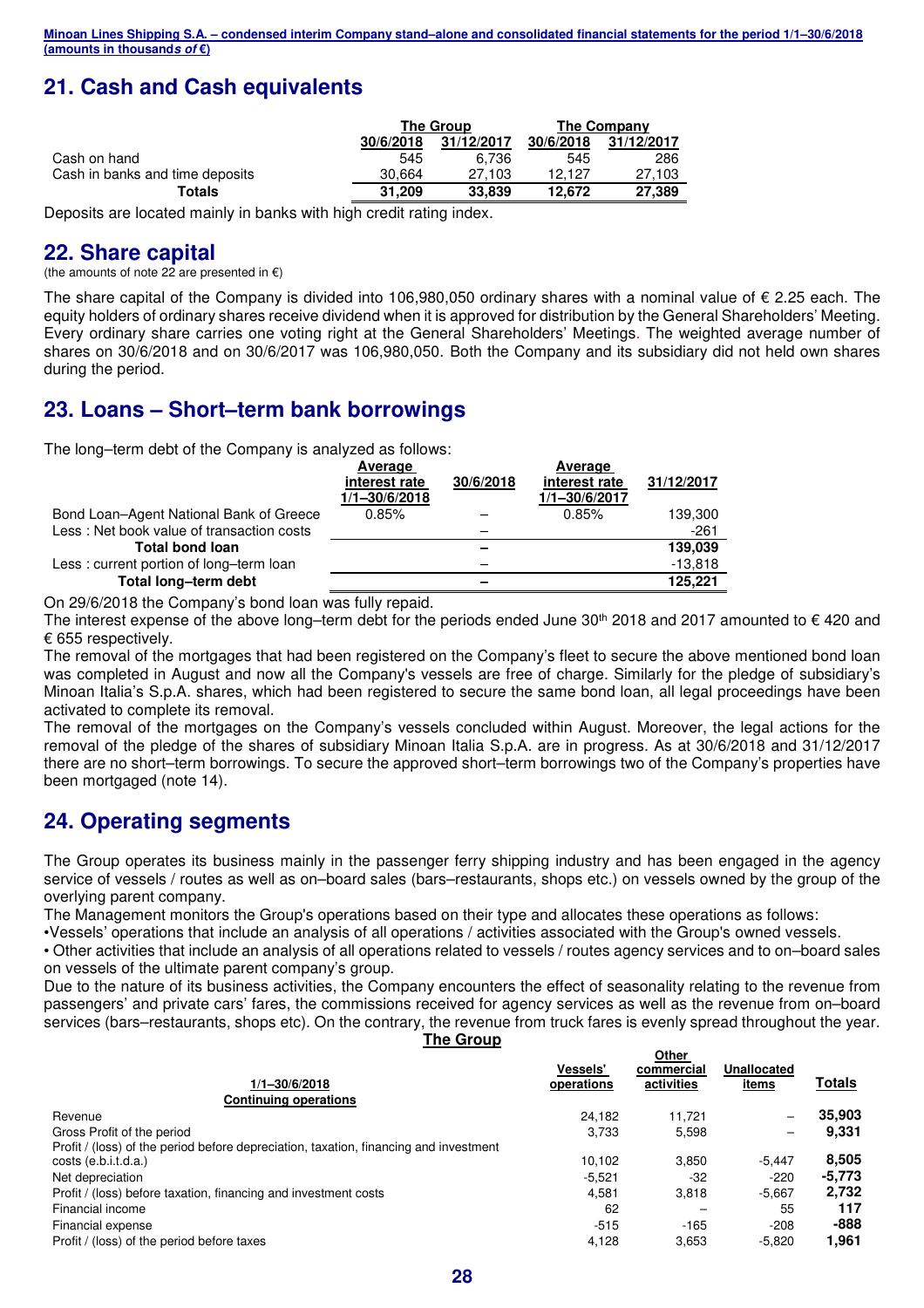## 21. Cash and Cash equivalents

| | The Group | | The Company | |
|---|---|---|---|---|
| | 30/6/2018 | 31/12/2017 | 30/6/2018 | 31/12/2017 |
| Cash on hand | 545 | 6,736 | 545 | 286 |
| Cash in banks and time deposits | 30,664 | 27,103 | 12,127 | 27,103 |
| **Totals** | **31,209** | **33,839** | **12,672** | **27,389** |

Deposits are located mainly in banks with high credit rating index.

## 22. Share capital

(the amounts of note 22 are presented in €)

The share capital of the Company is divided into 106,980,050 ordinary shares with a nominal value of € 2.25 each. The equity holders of ordinary shares receive dividend when it is approved for distribution by the General Shareholders' Meeting. Every ordinary share carries one voting right at the General Shareholders' Meetings. The weighted average number of shares on 30/6/2018 and on 30/6/2017 was 106,980,050. Both the Company and its subsidiary did not held own shares during the period.

## 23. Loans – Short–term bank borrowings

The long–term debt of the Company is analyzed as follows:

| | Average interest rate 1/1–30/6/2018 | 30/6/2018 | Average interest rate 1/1–30/6/2017 | 31/12/2017 |
|---|---|---|---|---|
| Bond Loan–Agent National Bank of Greece | 0.85% | – | 0.85% | 139,300 |
| Less : Net book value of transaction costs | | – | | -261 |
| **Total bond loan** | | **–** | | **139,039** |
| Less : current portion of long–term loan | | – | | -13,818 |
| **Total long–term debt** | | **–** | | **125,221** |

On 29/6/2018 the Company's bond loan was fully repaid.

The interest expense of the above long–term debt for the periods ended June 30th 2018 and 2017 amounted to € 420 and € 655 respectively.

The removal of the mortgages that had been registered on the Company's fleet to secure the above mentioned bond loan was completed in August and now all the Company's vessels are free of charge. Similarly for the pledge of subsidiary's Minoan Italia's S.p.A. shares, which had been registered to secure the same bond loan, all legal proceedings have been activated to complete its removal.

The removal of the mortgages on the Company's vessels concluded within August. Moreover, the legal actions for the removal of the pledge of the shares of subsidiary Minoan Italia S.p.A. are in progress. As at 30/6/2018 and 31/12/2017 there are no short–term borrowings. To secure the approved short–term borrowings two of the Company's properties have been mortgaged (note 14).

## 24. Operating segments

The Group operates its business mainly in the passenger ferry shipping industry and has been engaged in the agency service of vessels / routes as well as on–board sales (bars–restaurants, shops etc.) on vessels owned by the group of the overlying parent company.

The Management monitors the Group's operations based on their type and allocates these operations as follows:

- Vessels' operations that include an analysis of all operations / activities associated with the Group's owned vessels.
- Other activities that include an analysis of all operations related to vessels / routes agency services and to on–board sales on vessels of the ultimate parent company's group.

Due to the nature of its business activities, the Company encounters the effect of seasonality relating to the revenue from passengers' and private cars' fares, the commissions received for agency services as well as the revenue from on–board services (bars–restaurants, shops etc). On the contrary, the revenue from truck fares is evenly spread throughout the year.

**The Group**

| 1/1–30/6/2018 | Vessels' operations | Other commercial activities | Unallocated items | Totals |
|---|---|---|---|---|
| **Continuing operations** | | | | |
| Revenue | 24,182 | 11,721 | – | **35,903** |
| Gross Profit of the period | 3,733 | 5,598 | – | **9,331** |
| Profit / (loss) of the period before depreciation, taxation, financing and investment costs (e.b.i.t.d.a.) | 10,102 | 3,850 | -5,447 | **8,505** |
| Net depreciation | -5,521 | -32 | -220 | **-5,773** |
| Profit / (loss) before taxation, financing and investment costs | 4,581 | 3,818 | -5,667 | **2,732** |
| Financial income | 62 | – | 55 | **117** |
| Financial expense | -515 | -165 | -208 | **-888** |
| Profit / (loss) of the period before taxes | 4,128 | 3,653 | -5,820 | **1,961** |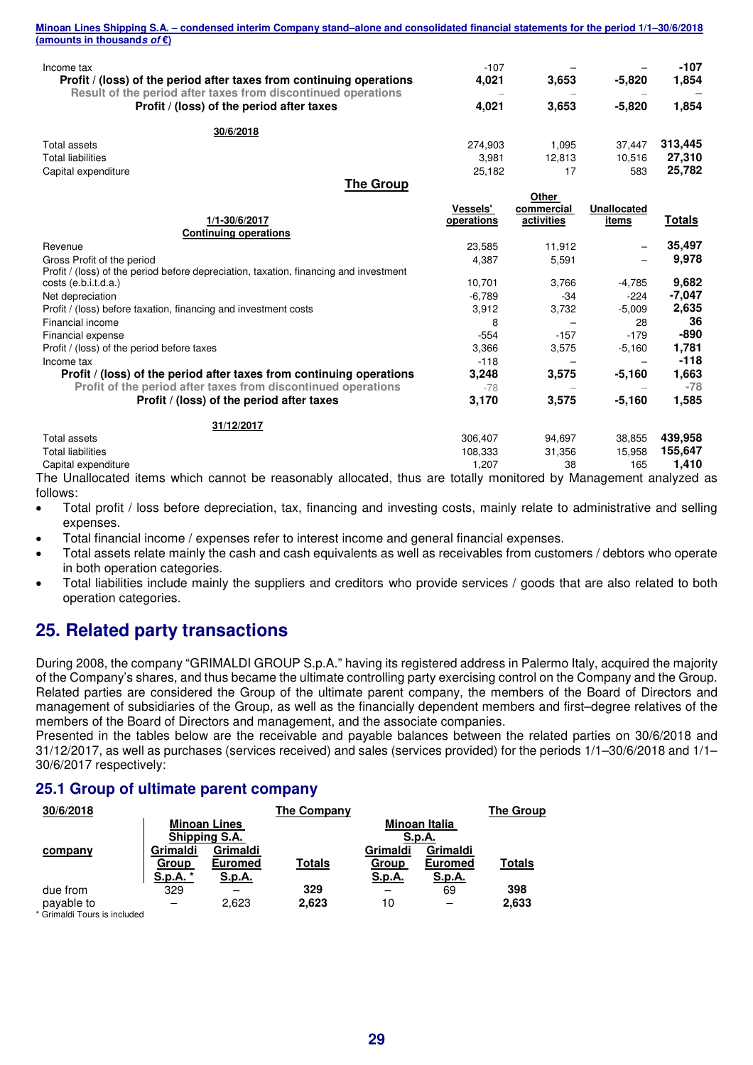| | | | | |
|---|---|---|---|---|
| Income tax | -107 | – | – | **-107** |
| **Profit / (loss) of the period after taxes from continuing operations** | **4,021** | **3,653** | **-5,820** | **1,854** |
| Result of the period after taxes from discontinued operations | – | – | – | – |
| **Profit / (loss) of the period after taxes** | **4,021** | **3,653** | **-5,820** | **1,854** |
| **30/6/2018** | | | | |
| Total assets | 274,903 | 1,095 | 37,447 | **313,445** |
| Total liabilities | 3,981 | 12,813 | 10,516 | **27,310** |
| Capital expenditure | 25,182 | 17 | 583 | **25,782** |

**The Group**

| 1/1-30/6/2017 Continuing operations | Vessels' operations | Other commercial activities | Unallocated items | Totals |
|---|---|---|---|---|
| Revenue | 23,585 | 11,912 | – | **35,497** |
| Gross Profit of the period | 4,387 | 5,591 | – | **9,978** |
| Profit / (loss) of the period before depreciation, taxation, financing and investment costs (e.b.i.t.d.a.) | 10,701 | 3,766 | -4,785 | **9,682** |
| Net depreciation | -6,789 | -34 | -224 | **-7,047** |
| Profit / (loss) before taxation, financing and investment costs | 3,912 | 3,732 | -5,009 | **2,635** |
| Financial income | 8 | – | 28 | **36** |
| Financial expense | -554 | -157 | -179 | **-890** |
| Profit / (loss) of the period before taxes | 3,366 | 3,575 | -5,160 | **1,781** |
| Income tax | -118 | – | – | **-118** |
| **Profit / (loss) of the period after taxes from continuing operations** | **3,248** | **3,575** | **-5,160** | **1,663** |
| Profit of the period after taxes from discontinued operations | -78 | – | – | -78 |
| **Profit / (loss) of the period after taxes** | **3,170** | **3,575** | **-5,160** | **1,585** |
| **31/12/2017** | | | | |
| Total assets | 306,407 | 94,697 | 38,855 | **439,958** |
| Total liabilities | 108,333 | 31,356 | 15,958 | **155,647** |
| Capital expenditure | 1,207 | 38 | 165 | **1,410** |

The Unallocated items which cannot be reasonably allocated, thus are totally monitored by Management analyzed as follows:

- Total profit / loss before depreciation, tax, financing and investing costs, mainly relate to administrative and selling expenses.
- Total financial income / expenses refer to interest income and general financial expenses.
- Total assets relate mainly the cash and cash equivalents as well as receivables from customers / debtors who operate in both operation categories.
- Total liabilities include mainly the suppliers and creditors who provide services / goods that are also related to both operation categories.

## 25. Related party transactions

During 2008, the company "GRIMALDI GROUP S.p.A." having its registered address in Palermo Italy, acquired the majority of the Company's shares, and thus became the ultimate controlling party exercising control on the Company and the Group. Related parties are considered the Group of the ultimate parent company, the members of the Board of Directors and management of subsidiaries of the Group, as well as the financially dependent members and first–degree relatives of the members of the Board of Directors and management, and the associate companies.

Presented in the tables below are the receivable and payable balances between the related parties on 30/6/2018 and 31/12/2017, as well as purchases (services received) and sales (services provided) for the periods 1/1–30/6/2018 and 1/1–30/6/2017 respectively:

### 25.1 Group of ultimate parent company

| 30/6/2018 | Minoan Lines Shipping S.A. | | The Company | Minoan Italia S.p.A. | | The Group |
|---|---|---|---|---|---|---|
| company | Grimaldi Group S.p.A. * | Grimaldi Euromed S.p.A. | Totals | Grimaldi Group S.p.A. | Grimaldi Euromed S.p.A. | Totals |
| due from | 329 | – | **329** | – | 69 | **398** |
| payable to | – | 2,623 | **2,623** | 10 | – | **2,633** |

\* Grimaldi Tours is included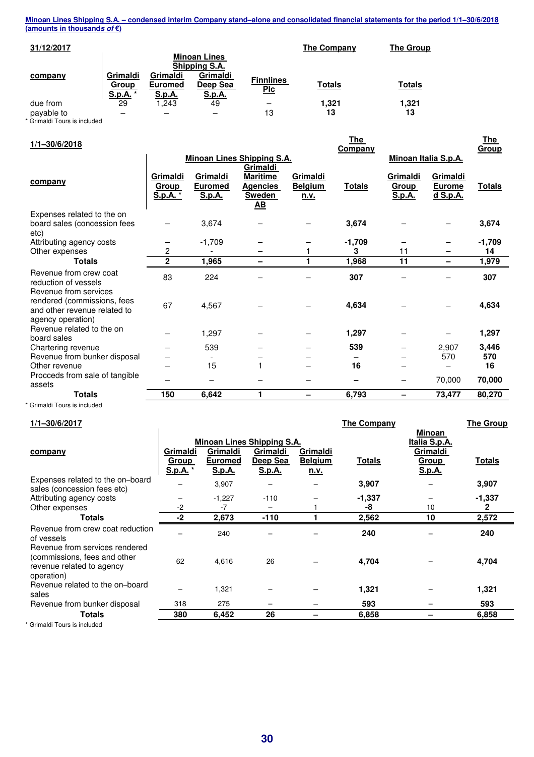**Minoan Lines Shipping S.A. – condensed interim Company stand–alone and consolidated financial statements for the period 1/1–30/6/2018 (amounts in thousands *of* €)**

**31/12/2017**

| company | Minoan Lines Shipping S.A. | | | | The Company | The Group |
|---|---|---|---|---|---|---|
| | Grimaldi Group S.p.A. * | Grimaldi Euromed S.p.A. | Grimaldi Deep Sea S.p.A. | Finnlines Plc | Totals | Totals |
| due from | 29 | 1,243 | 49 | – | **1,321** | **1,321** |
| payable to | – | – | – | 13 | **13** | **13** |

\* Grimaldi Tours is included

**1/1–30/6/2018**

| company | Minoan Lines Shipping S.A. | | | | The Company | Minoan Italia S.p.A. | | The Group |
|---|---|---|---|---|---|---|---|---|
| | Grimaldi Group S.p.A. * | Grimaldi Euromed S.p.A. | Grimaldi Maritime Agencies Sweden AB | Grimaldi Belgium n.v. | Totals | Grimaldi Group S.p.A. | Grimaldi Euromed S.p.A. | Totals |
| Expenses related to the on board sales (concession fees etc) | – | 3,674 | – | – | **3,674** | – | – | **3,674** |
| Attributing agency costs | – | -1,709 | – | – | **-1,709** | – | – | **-1,709** |
| Other expenses | 2 | - | – | 1 | **3** | 11 | – | **14** |
| **Totals** | **2** | **1,965** | **–** | **1** | **1,968** | **11** | **–** | **1,979** |
| Revenue from crew coat reduction of vessels | 83 | 224 | – | – | **307** | – | – | **307** |
| Revenue from services rendered (commissions, fees and other revenue related to agency operation) | 67 | 4,567 | – | – | **4,634** | – | – | **4,634** |
| Revenue related to the on board sales | – | 1,297 | – | – | **1,297** | – | – | **1,297** |
| Chartering revenue | – | 539 | – | – | **539** | – | 2,907 | **3,446** |
| Revenue from bunker disposal | – | - | – | – | **–** | – | 570 | **570** |
| Other revenue | – | 15 | 1 | – | **16** | – | – | **16** |
| Procceds from sale of tangible assets | – | – | – | – | **–** | – | 70,000 | **70,000** |
| **Totals** | **150** | **6,642** | **1** | **–** | **6,793** | **–** | **73,477** | **80,270** |

\* Grimaldi Tours is included

**1/1–30/6/2017**

| company | Minoan Lines Shipping S.A. | | | | The Company | Minoan Italia S.p.A. | The Group |
|---|---|---|---|---|---|---|---|
| | Grimaldi Group S.p.A. * | Grimaldi Euromed S.p.A. | Grimaldi Deep Sea S.p.A. | Grimaldi Belgium n.v. | Totals | Grimaldi Group S.p.A. | Totals |
| Expenses related to the on–board sales (concession fees etc) | – | 3,907 | – | – | **3,907** | – | **3,907** |
| Attributing agency costs | – | -1,227 | -110 | – | **-1,337** | – | **-1,337** |
| Other expenses | -2 | -7 | – | 1 | **-8** | 10 | **2** |
| **Totals** | **-2** | **2,673** | **-110** | **1** | **2,562** | **10** | **2,572** |
| Revenue from crew coat reduction of vessels | – | 240 | – | – | **240** | – | **240** |
| Revenue from services rendered (commissions, fees and other revenue related to agency operation) | 62 | 4,616 | 26 | – | **4,704** | – | **4,704** |
| Revenue related to the on–board sales | – | 1,321 | – | – | **1,321** | – | **1,321** |
| Revenue from bunker disposal | 318 | 275 | – | – | **593** | – | **593** |
| **Totals** | **380** | **6,452** | **26** | **–** | **6,858** | **–** | **6,858** |

\* Grimaldi Tours is included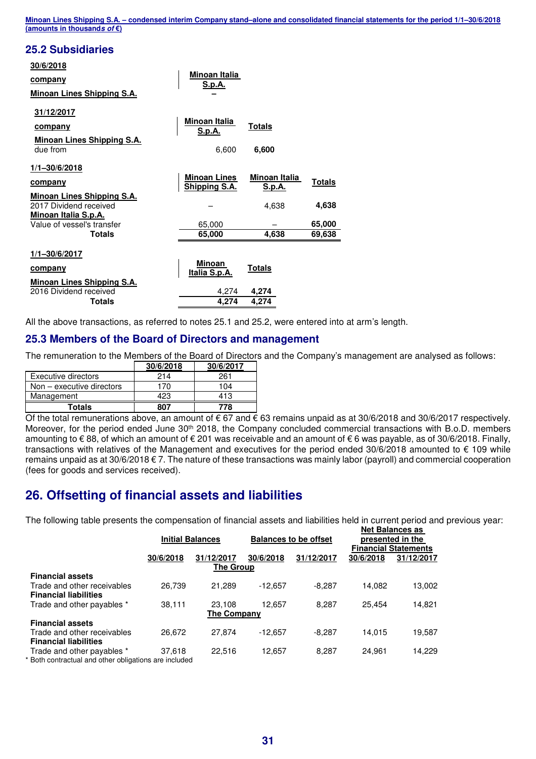## 25.2 Subsidiaries

**30/6/2018**

| company | Minoan Italia S.p.A. |
|---|---|
| Minoan Lines Shipping S.A. | – |

**31/12/2017**

| company | Minoan Italia S.p.A. | Totals |
|---|---|---|
| **Minoan Lines Shipping S.A.** | | |
| due from | 6,600 | **6,600** |

**1/1–30/6/2018**

| company | Minoan Lines Shipping S.A. | Minoan Italia S.p.A. | Totals |
|---|---|---|---|
| **Minoan Lines Shipping S.A.** | | | |
| 2017 Dividend received | – | 4,638 | **4,638** |
| **Minoan Italia S.p.A.** | | | |
| Value of vessel's transfer | 65,000 | – | **65,000** |
| **Totals** | **65,000** | **4,638** | **69,638** |

**1/1–30/6/2017**

| company | Minoan Italia S.p.A. | Totals |
|---|---|---|
| **Minoan Lines Shipping S.A.** | | |
| 2016 Dividend received | 4,274 | **4,274** |
| **Totals** | **4,274** | **4,274** |

All the above transactions, as referred to notes 25.1 and 25.2, were entered into at arm's length.

## 25.3 Members of the Board of Directors and management

The remuneration to the Members of the Board of Directors and the Company's management are analysed as follows:

| | 30/6/2018 | 30/6/2017 |
|---|---|---|
| Executive directors | 214 | 261 |
| Non – executive directors | 170 | 104 |
| Management | 423 | 413 |
| **Totals** | **807** | **778** |

Of the total remunerations above, an amount of € 67 and € 63 remains unpaid as at 30/6/2018 and 30/6/2017 respectively. Moreover, for the period ended June 30th 2018, the Company concluded commercial transactions with B.o.D. members amounting to € 88, of which an amount of € 201 was receivable and an amount of € 6 was payable, as of 30/6/2018. Finally, transactions with relatives of the Management and executives for the period ended 30/6/2018 amounted to € 109 while remains unpaid as at 30/6/2018 € 7. The nature of these transactions was mainly labor (payroll) and commercial cooperation (fees for goods and services received).

# 26. Offsetting of financial assets and liabilities

The following table presents the compensation of financial assets and liabilities held in current period and previous year:

| | Initial Balances | | Balances to be offset | | Net Balances as presented in the Financial Statements | |
|---|---|---|---|---|---|---|
| | 30/6/2018 | 31/12/2017 | 30/6/2018 | 31/12/2017 | 30/6/2018 | 31/12/2017 |
| | | **The Group** | | | | |
| **Financial assets** | | | | | | |
| Trade and other receivables | 26,739 | 21,289 | -12,657 | -8,287 | 14,082 | 13,002 |
| **Financial liabilities** | | | | | | |
| Trade and other payables * | 38,111 | 23,108 | 12,657 | 8,287 | 25,454 | 14,821 |
| | | **The Company** | | | | |
| **Financial assets** | | | | | | |
| Trade and other receivables | 26,672 | 27,874 | -12,657 | -8,287 | 14,015 | 19,587 |
| **Financial liabilities** | | | | | | |
| Trade and other payables * | 37,618 | 22,516 | 12,657 | 8,287 | 24,961 | 14,229 |

\* Both contractual and other obligations are included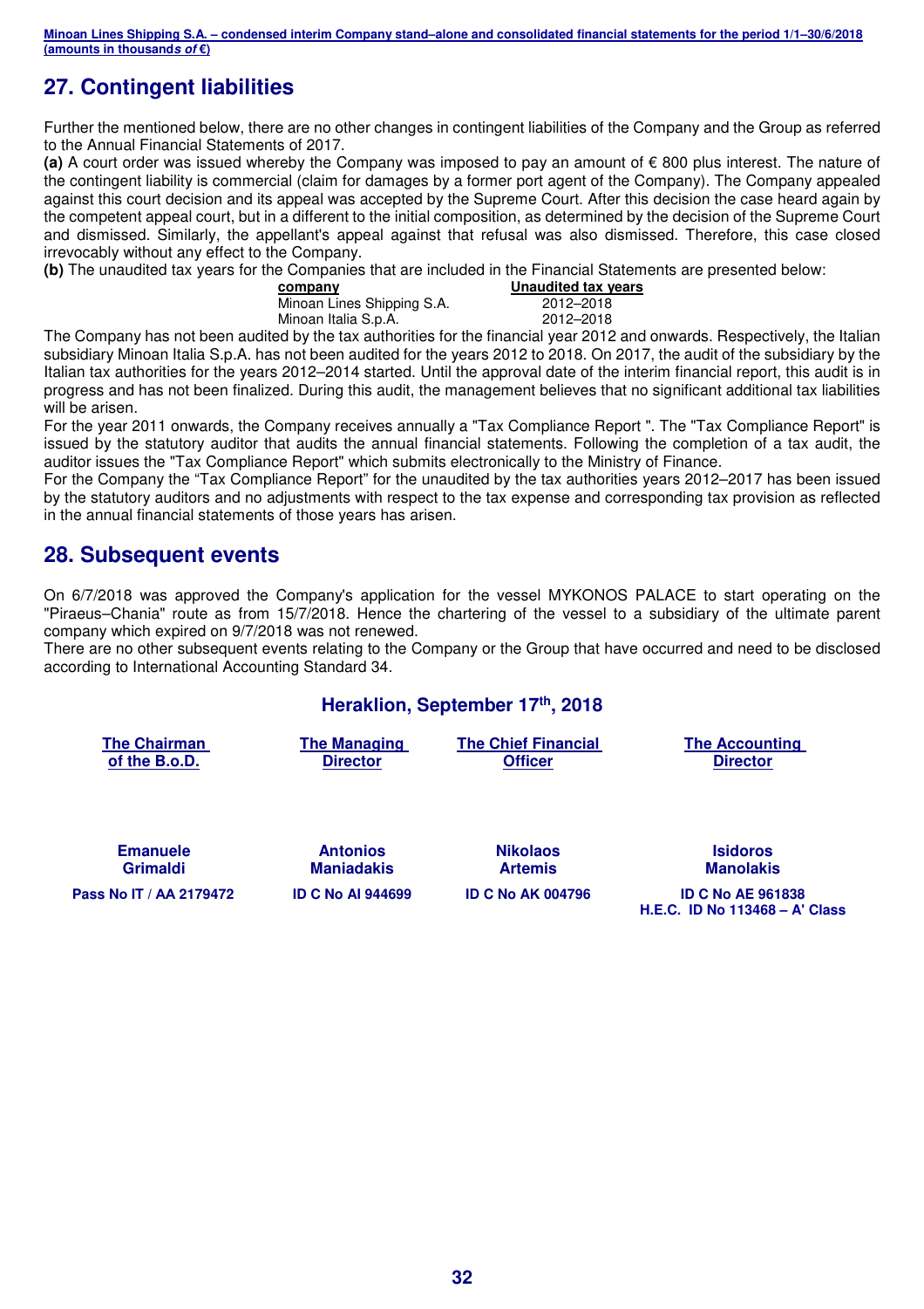## 27. Contingent liabilities

Further the mentioned below, there are no other changes in contingent liabilities of the Company and the Group as referred to the Annual Financial Statements of 2017.

**(a)** A court order was issued whereby the Company was imposed to pay an amount of € 800 plus interest. The nature of the contingent liability is commercial (claim for damages by a former port agent of the Company). The Company appealed against this court decision and its appeal was accepted by the Supreme Court. After this decision the case heard again by the competent appeal court, but in a different to the initial composition, as determined by the decision of the Supreme Court and dismissed. Similarly, the appellant's appeal against that refusal was also dismissed. Therefore, this case closed irrevocably without any effect to the Company.

**(b)** The unaudited tax years for the Companies that are included in the Financial Statements are presented below:

| company | Unaudited tax years |
|---|---|
| Minoan Lines Shipping S.A. | 2012–2018 |
| Minoan Italia S.p.A. | 2012–2018 |

The Company has not been audited by the tax authorities for the financial year 2012 and onwards. Respectively, the Italian subsidiary Minoan Italia S.p.A. has not been audited for the years 2012 to 2018. On 2017, the audit of the subsidiary by the Italian tax authorities for the years 2012–2014 started. Until the approval date of the interim financial report, this audit is in progress and has not been finalized. During this audit, the management believes that no significant additional tax liabilities will be arisen.

For the year 2011 onwards, the Company receives annually a "Tax Compliance Report ". The "Tax Compliance Report" is issued by the statutory auditor that audits the annual financial statements. Following the completion of a tax audit, the auditor issues the "Tax Compliance Report" which submits electronically to the Ministry of Finance.

For the Company the “Tax Compliance Report” for the unaudited by the tax authorities years 2012–2017 has been issued by the statutory auditors and no adjustments with respect to the tax expense and corresponding tax provision as reflected in the annual financial statements of those years has arisen.

## 28. Subsequent events

On 6/7/2018 was approved the Company's application for the vessel MYKONOS PALACE to start operating on the "Piraeus–Chania" route as from 15/7/2018. Hence the chartering of the vessel to a subsidiary of the ultimate parent company which expired on 9/7/2018 was not renewed.

There are no other subsequent events relating to the Company or the Group that have occurred and need to be disclosed according to International Accounting Standard 34.

**Heraklion, September 17th, 2018**

| The Chairman of the B.o.D. | The Managing Director | The Chief Financial Officer | The Accounting Director |
|---|---|---|---|
| Emanuele Grimaldi | Antonios Maniadakis | Nikolaos Artemis | Isidoros Manolakis |
| Pass No IT / AA 2179472 | ID C No AI 944699 | ID C No AK 004796 | ID C No AE 961838<br>H.E.C. ID No 113468 – A' Class |